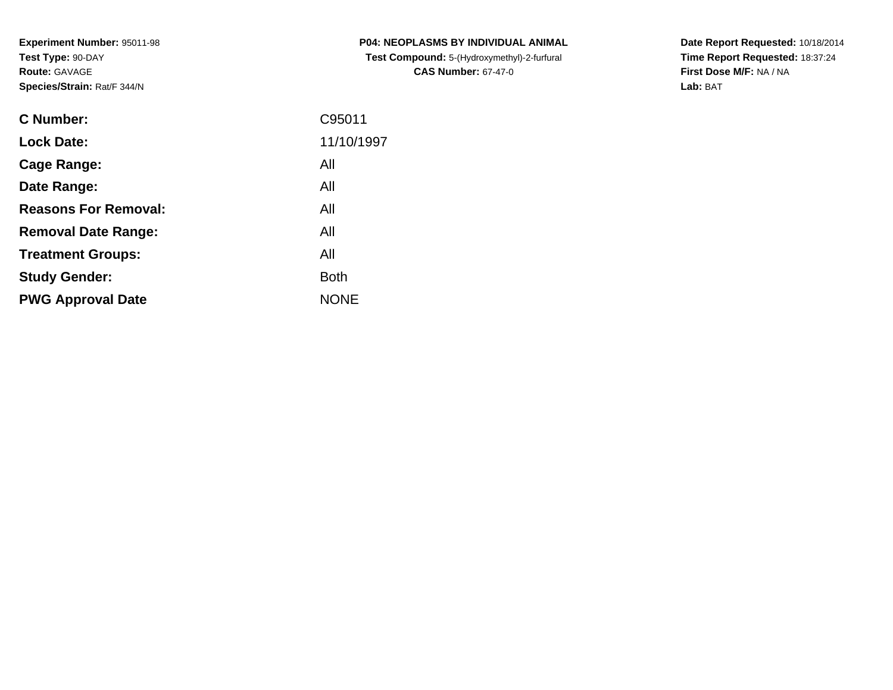**Experiment Number:** 95011-98
**Test Type:** 90-DAY
**Route:** GAVAGE
**Species/Strain:** Rat/F 344/N

**P04: NEOPLASMS BY INDIVIDUAL ANIMAL**
**Test Compound:** 5-(Hydroxymethyl)-2-furfural
**CAS Number:** 67-47-0

**Date Report Requested:** 10/18/2014
**Time Report Requested:** 18:37:24
**First Dose M/F:** NA / NA
**Lab:** BAT

| | |
|---|---|
| **C Number:** | C95011 |
| **Lock Date:** | 11/10/1997 |
| **Cage Range:** | All |
| **Date Range:** | All |
| **Reasons For Removal:** | All |
| **Removal Date Range:** | All |
| **Treatment Groups:** | All |
| **Study Gender:** | Both |
| **PWG Approval Date** | NONE |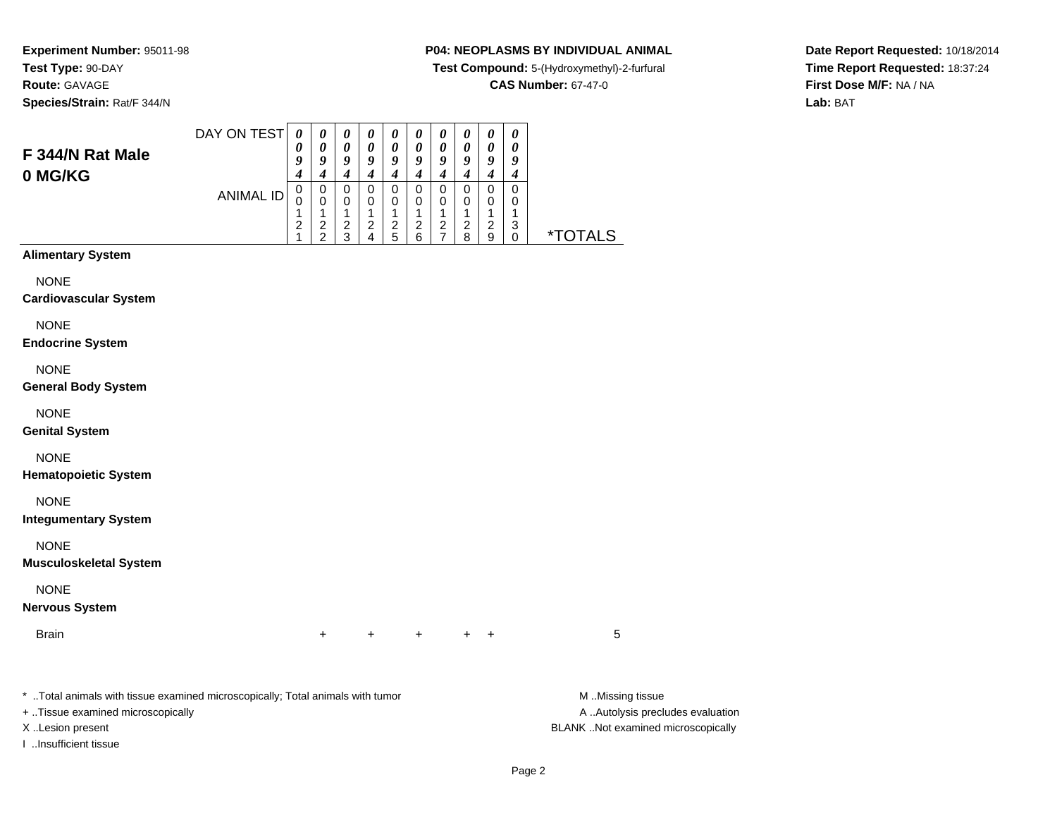**Experiment Number:** 95011-98
**Test Type:** 90-DAY
**Route:** GAVAGE
**Species/Strain:** Rat/F 344/N

**P04: NEOPLASMS BY INDIVIDUAL ANIMAL**
**Test Compound:** 5-(Hydroxymethyl)-2-furfural
**CAS Number:** 67-47-0

**Date Report Requested:** 10/18/2014
**Time Report Requested:** 18:37:24
**First Dose M/F:** NA / NA
**Lab:** BAT

## F 344/N Rat Male
## 0 MG/KG

| | | | | | | | | | | | |
|---|---|---|---|---|---|---|---|---|---|---|---|
| DAY ON TEST | *0094* | *0094* | *0094* | *0094* | *0094* | *0094* | *0094* | *0094* | *0094* | *0094* | |
| ANIMAL ID | 0121 | 0122 | 0123 | 0124 | 0125 | 0126 | 0127 | 0128 | 0129 | 0130 | *TOTALS |
| **Alimentary System** | | | | | | | | | | | |
| NONE | | | | | | | | | | | |
| **Cardiovascular System** | | | | | | | | | | | |
| NONE | | | | | | | | | | | |
| **Endocrine System** | | | | | | | | | | | |
| NONE | | | | | | | | | | | |
| **General Body System** | | | | | | | | | | | |
| NONE | | | | | | | | | | | |
| **Genital System** | | | | | | | | | | | |
| NONE | | | | | | | | | | | |
| **Hematopoietic System** | | | | | | | | | | | |
| NONE | | | | | | | | | | | |
| **Integumentary System** | | | | | | | | | | | |
| NONE | | | | | | | | | | | |
| **Musculoskeletal System** | | | | | | | | | | | |
| NONE | | | | | | | | | | | |
| **Nervous System** | | | | | | | | | | | |
| Brain | | + | | + | | + | | + | + | | 5 |

* ..Total animals with tissue examined microscopically; Total animals with tumor
+ ..Tissue examined microscopically
X ..Lesion present
I ..Insufficient tissue

M ..Missing tissue
A ..Autolysis precludes evaluation
BLANK ..Not examined microscopically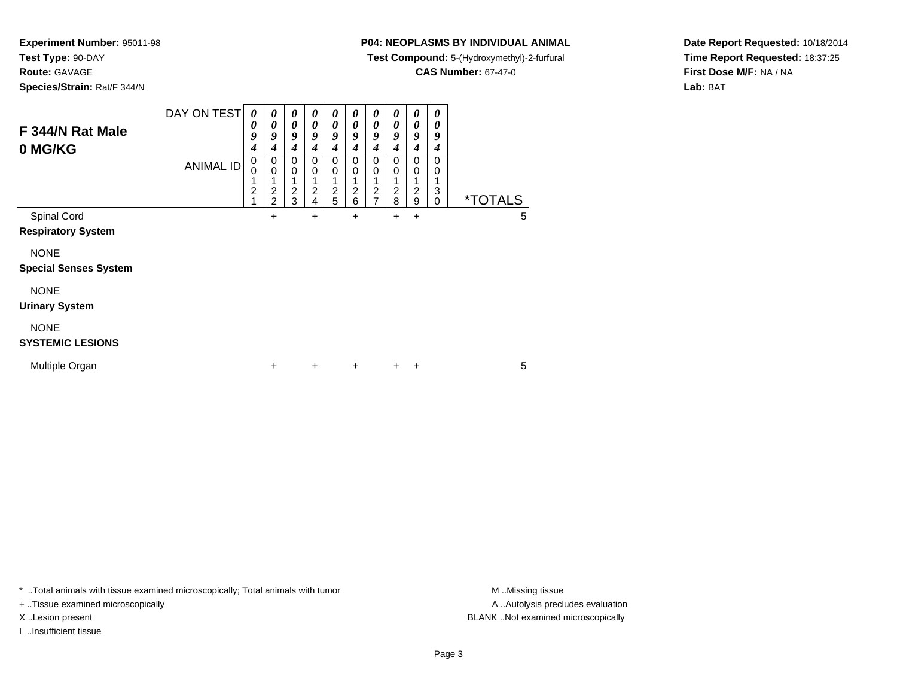**Experiment Number:** 95011-98
**Test Type:** 90-DAY
**Route:** GAVAGE
**Species/Strain:** Rat/F 344/N

**P04: NEOPLASMS BY INDIVIDUAL ANIMAL**
**Test Compound:** 5-(Hydroxymethyl)-2-furfural
**CAS Number:** 67-47-0

**Date Report Requested:** 10/18/2014
**Time Report Requested:** 18:37:25
**First Dose M/F:** NA / NA
**Lab:** BAT

## F 344/N Rat Male 0 MG/KG

| DAY ON TEST | 0094 | 0094 | 0094 | 0094 | 0094 | 0094 | 0094 | 0094 | 0094 | 0094 | |
|---|---|---|---|---|---|---|---|---|---|---|---|
| ANIMAL ID | 00121 | 00122 | 00123 | 00124 | 00125 | 00126 | 00127 | 00128 | 00129 | 00130 | *TOTALS |
| Spinal Cord | | + | | + | | + | | + | + | | 5 |
| **Respiratory System** | | | | | | | | | | | |
| NONE | | | | | | | | | | | |
| **Special Senses System** | | | | | | | | | | | |
| NONE | | | | | | | | | | | |
| **Urinary System** | | | | | | | | | | | |
| NONE | | | | | | | | | | | |
| **SYSTEMIC LESIONS** | | | | | | | | | | | |
| Multiple Organ | | + | | + | | + | | + | + | | 5 |

* ..Total animals with tissue examined microscopically; Total animals with tumor
+ ..Tissue examined microscopically
X ..Lesion present
I ..Insufficient tissue

M ..Missing tissue
A ..Autolysis precludes evaluation
BLANK ..Not examined microscopically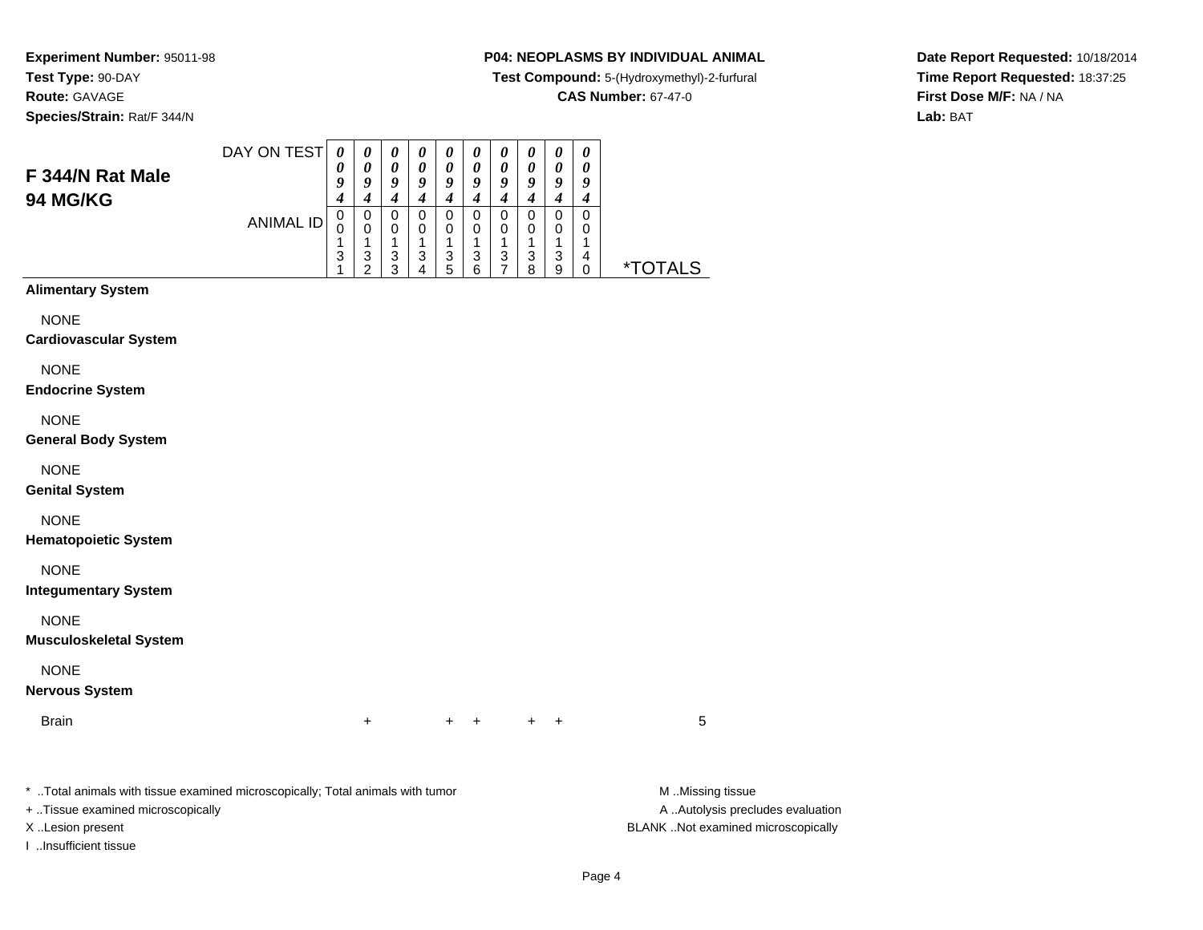**Experiment Number:** 95011-98
**Test Type:** 90-DAY
**Route:** GAVAGE
**Species/Strain:** Rat/F 344/N

**P04: NEOPLASMS BY INDIVIDUAL ANIMAL**
**Test Compound:** 5-(Hydroxymethyl)-2-furfural
**CAS Number:** 67-47-0

**Date Report Requested:** 10/18/2014
**Time Report Requested:** 18:37:25
**First Dose M/F:** NA / NA
**Lab:** BAT

## F 344/N Rat Male
## 94 MG/KG

| DAY ON TEST | 0094 | 0094 | 0094 | 0094 | 0094 | 0094 | 0094 | 0094 | 0094 | 0094 | |
|---|---|---|---|---|---|---|---|---|---|---|---|
| ANIMAL ID | 00131 | 00132 | 00133 | 00134 | 00135 | 00136 | 00137 | 00138 | 00139 | 00140 | *TOTALS |
| **Alimentary System** | | | | | | | | | | | |
| NONE | | | | | | | | | | | |
| **Cardiovascular System** | | | | | | | | | | | |
| NONE | | | | | | | | | | | |
| **Endocrine System** | | | | | | | | | | | |
| NONE | | | | | | | | | | | |
| **General Body System** | | | | | | | | | | | |
| NONE | | | | | | | | | | | |
| **Genital System** | | | | | | | | | | | |
| NONE | | | | | | | | | | | |
| **Hematopoietic System** | | | | | | | | | | | |
| NONE | | | | | | | | | | | |
| **Integumentary System** | | | | | | | | | | | |
| NONE | | | | | | | | | | | |
| **Musculoskeletal System** | | | | | | | | | | | |
| NONE | | | | | | | | | | | |
| **Nervous System** | | | | | | | | | | | |
| Brain | | + | | | + | + | | + | + | | 5 |

* ..Total animals with tissue examined microscopically; Total animals with tumor
+ ..Tissue examined microscopically
X ..Lesion present
I ..Insufficient tissue

M ..Missing tissue
A ..Autolysis precludes evaluation
BLANK ..Not examined microscopically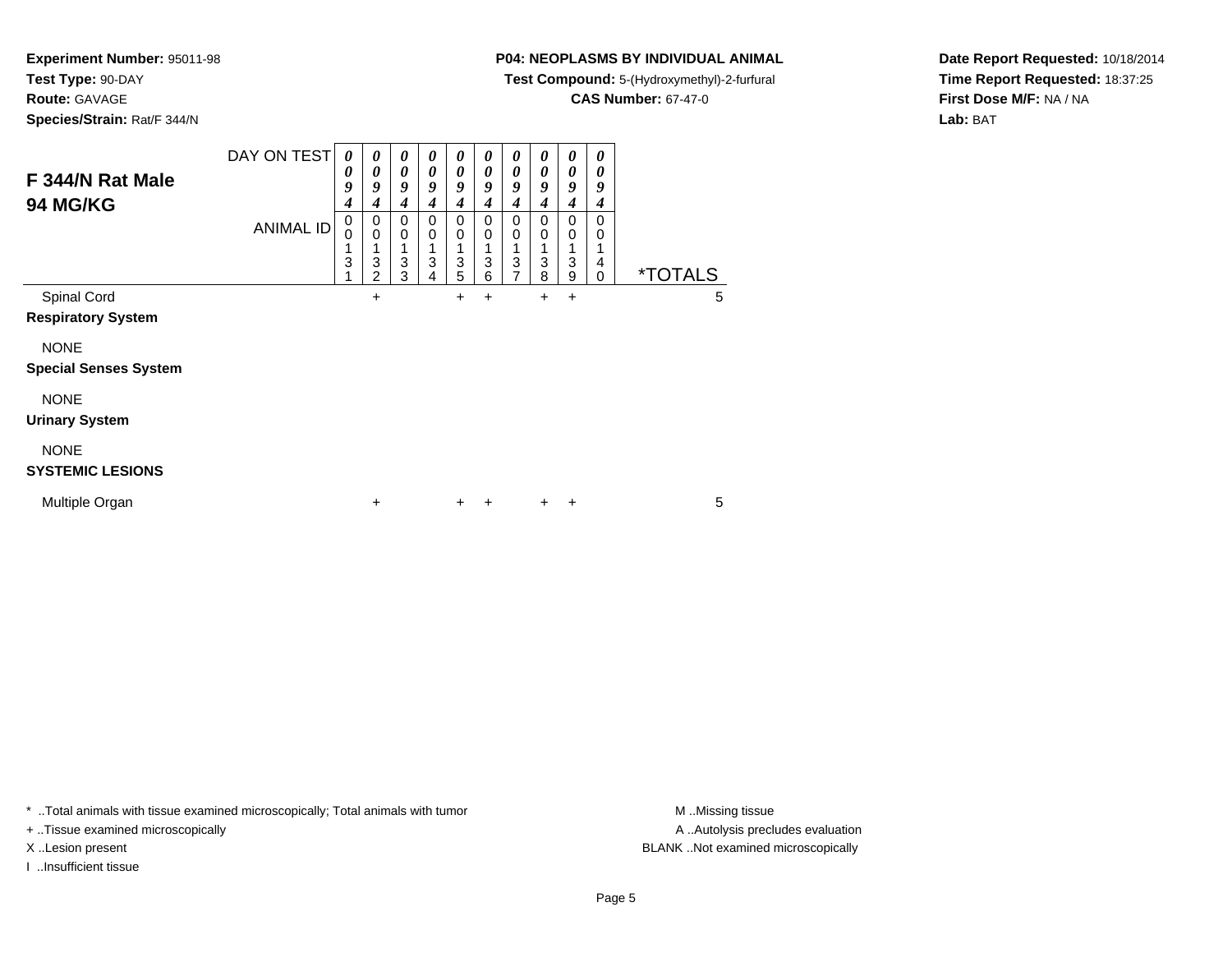**Experiment Number:** 95011-98
**Test Type:** 90-DAY
**Route:** GAVAGE
**Species/Strain:** Rat/F 344/N

**P04: NEOPLASMS BY INDIVIDUAL ANIMAL**
**Test Compound:** 5-(Hydroxymethyl)-2-furfural
**CAS Number:** 67-47-0

**Date Report Requested:** 10/18/2014
**Time Report Requested:** 18:37:25
**First Dose M/F:** NA / NA
**Lab:** BAT

## F 344/N Rat Male
## 94 MG/KG

| DAY ON TEST | 0094 | 0094 | 0094 | 0094 | 0094 | 0094 | 0094 | 0094 | 0094 | 0094 | |
|---|---|---|---|---|---|---|---|---|---|---|---|
| ANIMAL ID | 00131 | 00132 | 00133 | 00134 | 00135 | 00136 | 00137 | 00138 | 00139 | 00140 | *TOTALS |
| Spinal Cord | | + | | | + | + | | + | + | | 5 |
| **Respiratory System** | | | | | | | | | | | |
| NONE | | | | | | | | | | | |
| **Special Senses System** | | | | | | | | | | | |
| NONE | | | | | | | | | | | |
| **Urinary System** | | | | | | | | | | | |
| NONE | | | | | | | | | | | |
| **SYSTEMIC LESIONS** | | | | | | | | | | | |
| Multiple Organ | | + | | | + | + | | + | + | | 5 |

* ..Total animals with tissue examined microscopically; Total animals with tumor
+ ..Tissue examined microscopically
X ..Lesion present
I ..Insufficient tissue

M ..Missing tissue
A ..Autolysis precludes evaluation
BLANK ..Not examined microscopically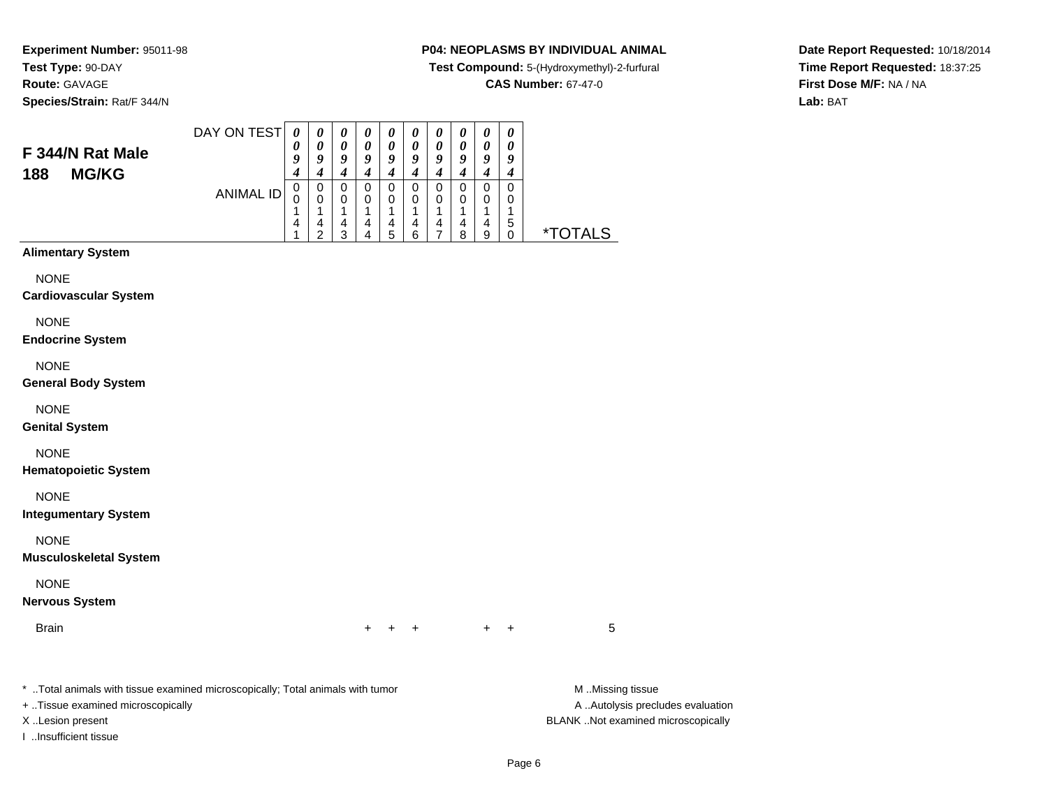**Experiment Number:** 95011-98
**Test Type:** 90-DAY
**Route:** GAVAGE
**Species/Strain:** Rat/F 344/N

**P04: NEOPLASMS BY INDIVIDUAL ANIMAL**
**Test Compound:** 5-(Hydroxymethyl)-2-furfural
**CAS Number:** 67-47-0

**Date Report Requested:** 10/18/2014
**Time Report Requested:** 18:37:25
**First Dose M/F:** NA / NA
**Lab:** BAT

**F 344/N Rat Male**
**188 MG/KG**

| DAY ON TEST | 0094 | 0094 | 0094 | 0094 | 0094 | 0094 | 0094 | 0094 | 0094 | 0094 | |
|---|---|---|---|---|---|---|---|---|---|---|---|
| ANIMAL ID | 00141 | 00142 | 00143 | 00144 | 00145 | 00146 | 00147 | 00148 | 00149 | 00150 | *TOTALS |
| **Alimentary System** | | | | | | | | | | | |
| NONE | | | | | | | | | | | |
| **Cardiovascular System** | | | | | | | | | | | |
| NONE | | | | | | | | | | | |
| **Endocrine System** | | | | | | | | | | | |
| NONE | | | | | | | | | | | |
| **General Body System** | | | | | | | | | | | |
| NONE | | | | | | | | | | | |
| **Genital System** | | | | | | | | | | | |
| NONE | | | | | | | | | | | |
| **Hematopoietic System** | | | | | | | | | | | |
| NONE | | | | | | | | | | | |
| **Integumentary System** | | | | | | | | | | | |
| NONE | | | | | | | | | | | |
| **Musculoskeletal System** | | | | | | | | | | | |
| NONE | | | | | | | | | | | |
| **Nervous System** | | | | | | | | | | | |
| Brain | | | | + | + | + | | | + | + | 5 |

\* ..Total animals with tissue examined microscopically; Total animals with tumor
+ ..Tissue examined microscopically
X ..Lesion present
I ..Insufficient tissue

M ..Missing tissue
A ..Autolysis precludes evaluation
BLANK ..Not examined microscopically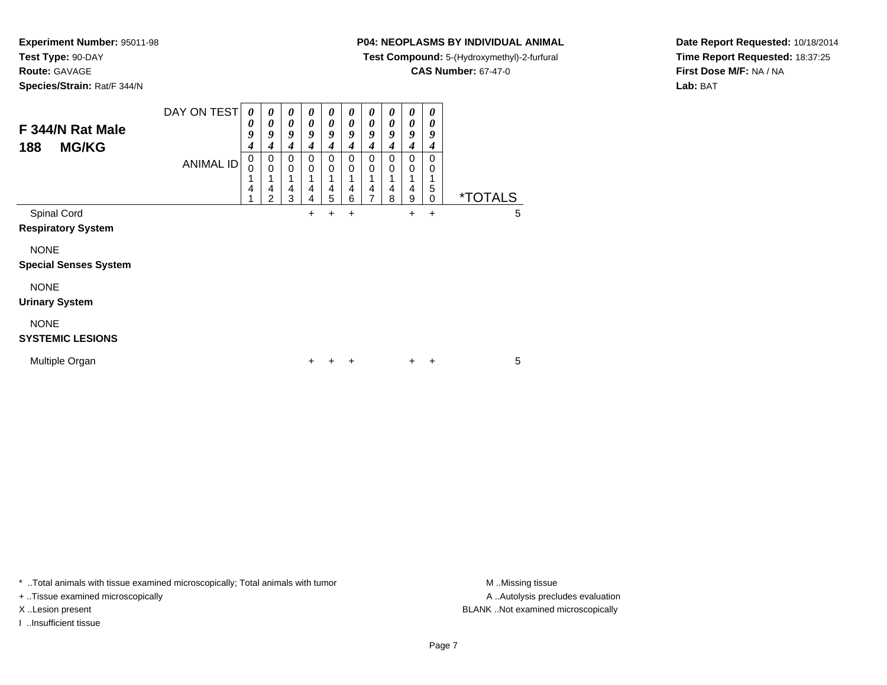**Experiment Number:** 95011-98
**Test Type:** 90-DAY
**Route:** GAVAGE
**Species/Strain:** Rat/F 344/N

**P04: NEOPLASMS BY INDIVIDUAL ANIMAL**
**Test Compound:** 5-(Hydroxymethyl)-2-furfural
**CAS Number:** 67-47-0

**Date Report Requested:** 10/18/2014
**Time Report Requested:** 18:37:25
**First Dose M/F:** NA / NA
**Lab:** BAT

## F 344/N Rat Male 188 MG/KG

| DAY ON TEST | 0094 | 0094 | 0094 | 0094 | 0094 | 0094 | 0094 | 0094 | 0094 | 0094 | |
|---|---|---|---|---|---|---|---|---|---|---|---|
| ANIMAL ID | 00141 | 00142 | 00143 | 00144 | 00145 | 00146 | 00147 | 00148 | 00149 | 00150 | *TOTALS |
| Spinal Cord | | | | + | + | + | | | + | + | 5 |
| **Respiratory System** | | | | | | | | | | | |
| NONE | | | | | | | | | | | |
| **Special Senses System** | | | | | | | | | | | |
| NONE | | | | | | | | | | | |
| **Urinary System** | | | | | | | | | | | |
| NONE | | | | | | | | | | | |
| **SYSTEMIC LESIONS** | | | | | | | | | | | |
| Multiple Organ | | | | + | + | + | | | + | + | 5 |

* ..Total animals with tissue examined microscopically; Total animals with tumor
+ ..Tissue examined microscopically
X ..Lesion present
I ..Insufficient tissue

M ..Missing tissue
A ..Autolysis precludes evaluation
BLANK ..Not examined microscopically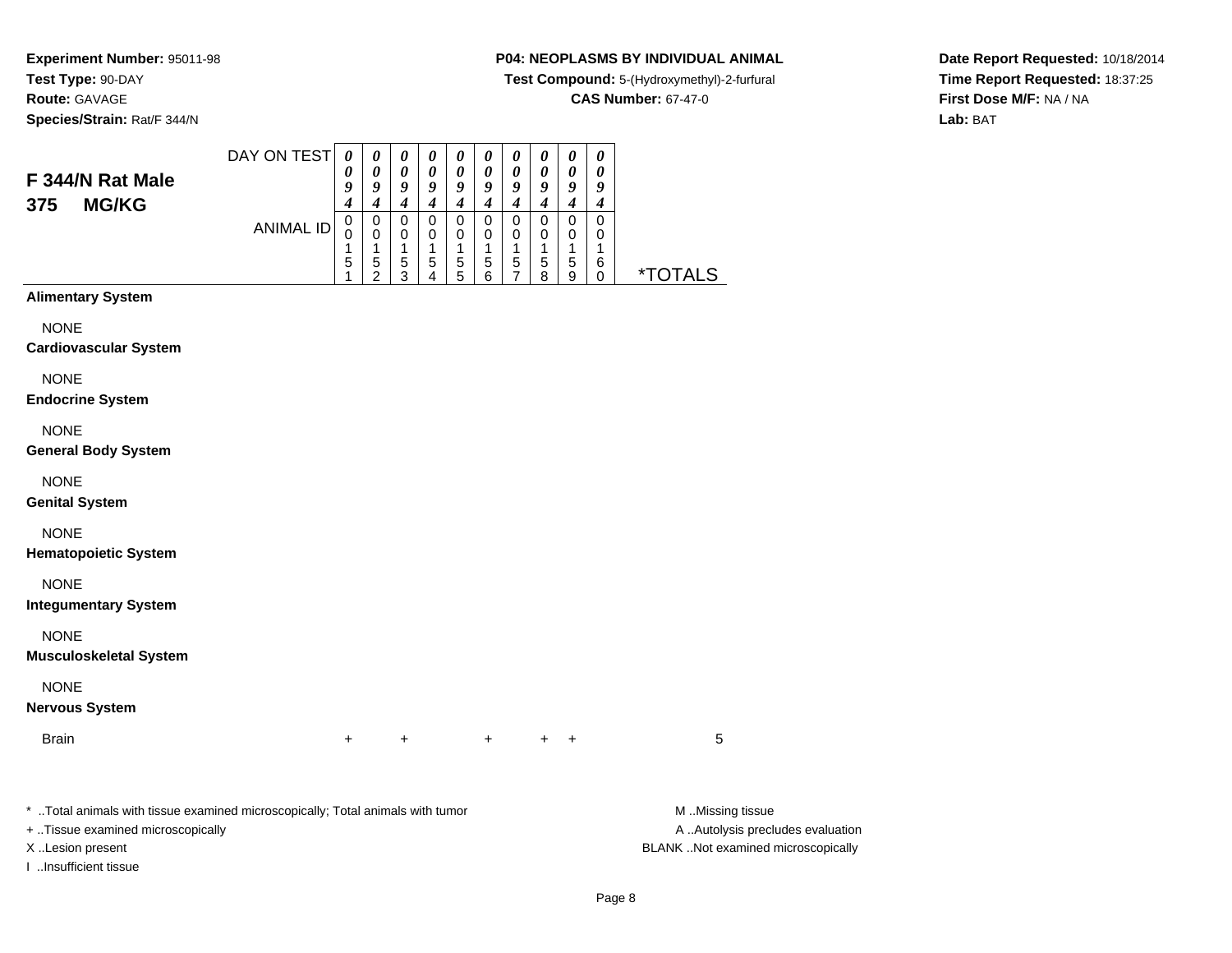**Experiment Number:** 95011-98
**Test Type:** 90-DAY
**Route:** GAVAGE
**Species/Strain:** Rat/F 344/N

**P04: NEOPLASMS BY INDIVIDUAL ANIMAL**
**Test Compound:** 5-(Hydroxymethyl)-2-furfural
**CAS Number:** 67-47-0

**Date Report Requested:** 10/18/2014
**Time Report Requested:** 18:37:25
**First Dose M/F:** NA / NA
**Lab:** BAT

## F 344/N Rat Male 375 MG/KG

| DAY ON TEST | 0094 | 0094 | 0094 | 0094 | 0094 | 0094 | 0094 | 0094 | 0094 | 0094 | |
|---|---|---|---|---|---|---|---|---|---|---|---|
| **ANIMAL ID** | 00151 | 00152 | 00153 | 00154 | 00155 | 00156 | 00157 | 00158 | 00159 | 00160 | ***TOTALS** |
| **Alimentary System** | | | | | | | | | | | |
| NONE | | | | | | | | | | | |
| **Cardiovascular System** | | | | | | | | | | | |
| NONE | | | | | | | | | | | |
| **Endocrine System** | | | | | | | | | | | |
| NONE | | | | | | | | | | | |
| **General Body System** | | | | | | | | | | | |
| NONE | | | | | | | | | | | |
| **Genital System** | | | | | | | | | | | |
| NONE | | | | | | | | | | | |
| **Hematopoietic System** | | | | | | | | | | | |
| NONE | | | | | | | | | | | |
| **Integumentary System** | | | | | | | | | | | |
| NONE | | | | | | | | | | | |
| **Musculoskeletal System** | | | | | | | | | | | |
| NONE | | | | | | | | | | | |
| **Nervous System** | | | | | | | | | | | |
| Brain | + | | + | | | + | | + | + | | 5 |

* ..Total animals with tissue examined microscopically; Total animals with tumor
+ ..Tissue examined microscopically
X ..Lesion present
I ..Insufficient tissue

M ..Missing tissue
A ..Autolysis precludes evaluation
BLANK ..Not examined microscopically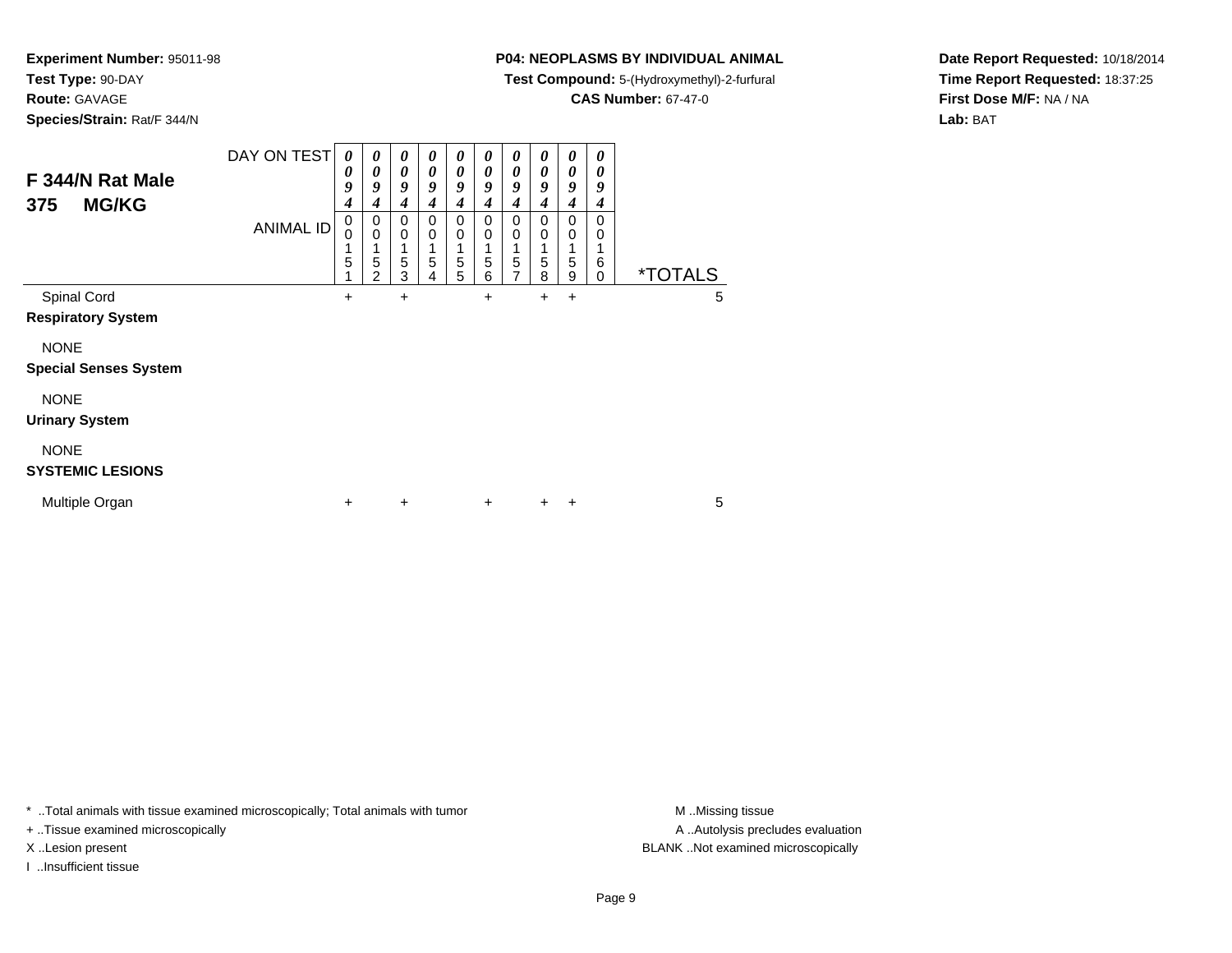**Experiment Number:** 95011-98
**Test Type:** 90-DAY
**Route:** GAVAGE
**Species/Strain:** Rat/F 344/N

**P04: NEOPLASMS BY INDIVIDUAL ANIMAL**
**Test Compound:** 5-(Hydroxymethyl)-2-furfural
**CAS Number:** 67-47-0

**Date Report Requested:** 10/18/2014
**Time Report Requested:** 18:37:25
**First Dose M/F:** NA / NA
**Lab:** BAT

## F 344/N Rat Male
## 375 MG/KG

| DAY ON TEST | 0094 | 0094 | 0094 | 0094 | 0094 | 0094 | 0094 | 0094 | 0094 | 0094 | |
|---|---|---|---|---|---|---|---|---|---|---|---|
| ANIMAL ID | 00151 | 00152 | 00153 | 00154 | 00155 | 00156 | 00157 | 00158 | 00159 | 00160 | *TOTALS |
| Spinal Cord | + | | + | | | + | | + | + | | 5 |
| **Respiratory System** | | | | | | | | | | | |
| NONE | | | | | | | | | | | |
| **Special Senses System** | | | | | | | | | | | |
| NONE | | | | | | | | | | | |
| **Urinary System** | | | | | | | | | | | |
| NONE | | | | | | | | | | | |
| **SYSTEMIC LESIONS** | | | | | | | | | | | |
| Multiple Organ | + | | + | | | + | | + | + | | 5 |

* ..Total animals with tissue examined microscopically; Total animals with tumor
+ ..Tissue examined microscopically
X ..Lesion present
I ..Insufficient tissue

M ..Missing tissue
A ..Autolysis precludes evaluation
BLANK ..Not examined microscopically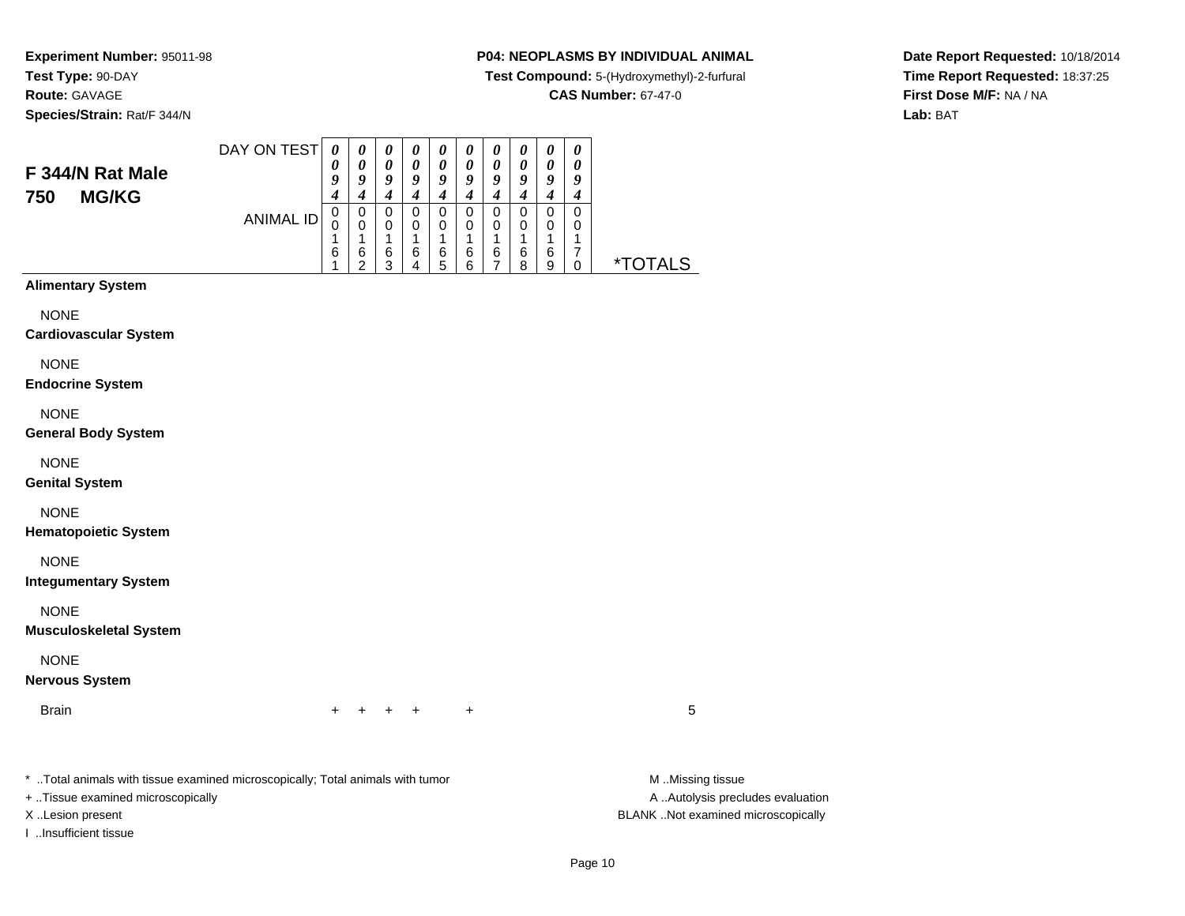**Experiment Number:** 95011-98
**Test Type:** 90-DAY
**Route:** GAVAGE
**Species/Strain:** Rat/F 344/N

**P04: NEOPLASMS BY INDIVIDUAL ANIMAL**
**Test Compound:** 5-(Hydroxymethyl)-2-furfural
**CAS Number:** 67-47-0

**Date Report Requested:** 10/18/2014
**Time Report Requested:** 18:37:25
**First Dose M/F:** NA / NA
**Lab:** BAT

## F 344/N Rat Male
## 750 MG/KG

| DAY ON TEST | 0094 | 0094 | 0094 | 0094 | 0094 | 0094 | 0094 | 0094 | 0094 | 0094 | |
|---|---|---|---|---|---|---|---|---|---|---|---|
| **ANIMAL ID** | 00161 | 00162 | 00163 | 00164 | 00165 | 00166 | 00167 | 00168 | 00169 | 00170 | ***TOTALS** |
| **Alimentary System** | | | | | | | | | | | |
| NONE | | | | | | | | | | | |
| **Cardiovascular System** | | | | | | | | | | | |
| NONE | | | | | | | | | | | |
| **Endocrine System** | | | | | | | | | | | |
| NONE | | | | | | | | | | | |
| **General Body System** | | | | | | | | | | | |
| NONE | | | | | | | | | | | |
| **Genital System** | | | | | | | | | | | |
| NONE | | | | | | | | | | | |
| **Hematopoietic System** | | | | | | | | | | | |
| NONE | | | | | | | | | | | |
| **Integumentary System** | | | | | | | | | | | |
| NONE | | | | | | | | | | | |
| **Musculoskeletal System** | | | | | | | | | | | |
| NONE | | | | | | | | | | | |
| **Nervous System** | | | | | | | | | | | |
| Brain | + | + | + | + | | + | | | | | 5 |

\* ..Total animals with tissue examined microscopically; Total animals with tumor
+ ..Tissue examined microscopically
X ..Lesion present
I ..Insufficient tissue

M ..Missing tissue
A ..Autolysis precludes evaluation
BLANK ..Not examined microscopically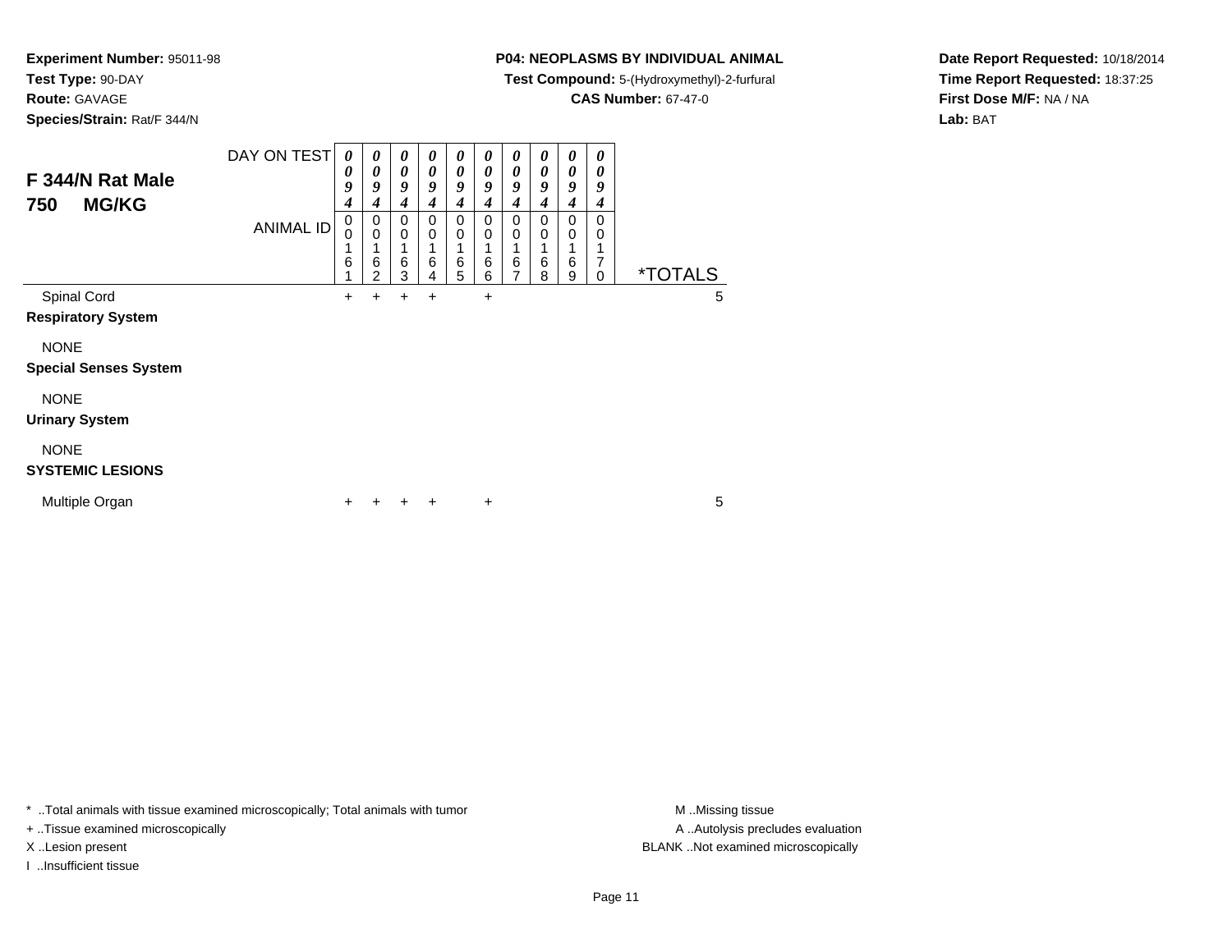**Experiment Number:** 95011-98
**Test Type:** 90-DAY
**Route:** GAVAGE
**Species/Strain:** Rat/F 344/N

**P04: NEOPLASMS BY INDIVIDUAL ANIMAL**
**Test Compound:** 5-(Hydroxymethyl)-2-furfural
**CAS Number:** 67-47-0

**Date Report Requested:** 10/18/2014
**Time Report Requested:** 18:37:25
**First Dose M/F:** NA / NA
**Lab:** BAT

**F 344/N Rat Male**
**750 MG/KG**

| DAY ON TEST | 0094 | 0094 | 0094 | 0094 | 0094 | 0094 | 0094 | 0094 | 0094 | 0094 | |
|---|---|---|---|---|---|---|---|---|---|---|---|
| ANIMAL ID | 00161 | 00162 | 00163 | 00164 | 00165 | 00166 | 00167 | 00168 | 00169 | 00170 | *TOTALS |
| Spinal Cord | + | + | + | + | | + | | | | | 5 |
| **Respiratory System** | | | | | | | | | | | |
| NONE | | | | | | | | | | | |
| **Special Senses System** | | | | | | | | | | | |
| NONE | | | | | | | | | | | |
| **Urinary System** | | | | | | | | | | | |
| NONE | | | | | | | | | | | |
| **SYSTEMIC LESIONS** | | | | | | | | | | | |
| Multiple Organ | + | + | + | + | | + | | | | | 5 |

* ..Total animals with tissue examined microscopically; Total animals with tumor
+ ..Tissue examined microscopically
X ..Lesion present
I ..Insufficient tissue

M ..Missing tissue
A ..Autolysis precludes evaluation
BLANK ..Not examined microscopically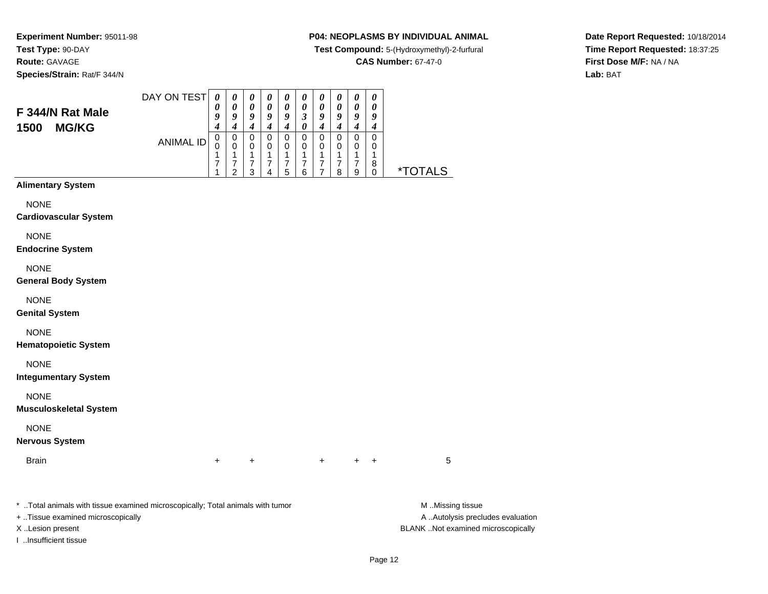**Experiment Number:** 95011-98
**Test Type:** 90-DAY
**Route:** GAVAGE
**Species/Strain:** Rat/F 344/N

**P04: NEOPLASMS BY INDIVIDUAL ANIMAL**
**Test Compound:** 5-(Hydroxymethyl)-2-furfural
**CAS Number:** 67-47-0

**Date Report Requested:** 10/18/2014
**Time Report Requested:** 18:37:25
**First Dose M/F:** NA / NA
**Lab:** BAT

## F 344/N Rat Male 1500 MG/KG

| DAY ON TEST | 094 | 094 | 094 | 094 | 094 | 030 | 094 | 094 | 094 | 094 | |
|---|---|---|---|---|---|---|---|---|---|---|---|
| ANIMAL ID | 00171 | 00172 | 00173 | 00174 | 00175 | 00176 | 00177 | 00178 | 00179 | 00180 | *TOTALS |
| **Alimentary System** | | | | | | | | | | | |
| NONE | | | | | | | | | | | |
| **Cardiovascular System** | | | | | | | | | | | |
| NONE | | | | | | | | | | | |
| **Endocrine System** | | | | | | | | | | | |
| NONE | | | | | | | | | | | |
| **General Body System** | | | | | | | | | | | |
| NONE | | | | | | | | | | | |
| **Genital System** | | | | | | | | | | | |
| NONE | | | | | | | | | | | |
| **Hematopoietic System** | | | | | | | | | | | |
| NONE | | | | | | | | | | | |
| **Integumentary System** | | | | | | | | | | | |
| NONE | | | | | | | | | | | |
| **Musculoskeletal System** | | | | | | | | | | | |
| NONE | | | | | | | | | | | |
| **Nervous System** | | | | | | | | | | | |
| Brain | + | | + | | | | + | | + | + | 5 |

* ..Total animals with tissue examined microscopically; Total animals with tumor
+ ..Tissue examined microscopically
X ..Lesion present
I ..Insufficient tissue

M ..Missing tissue
A ..Autolysis precludes evaluation
BLANK ..Not examined microscopically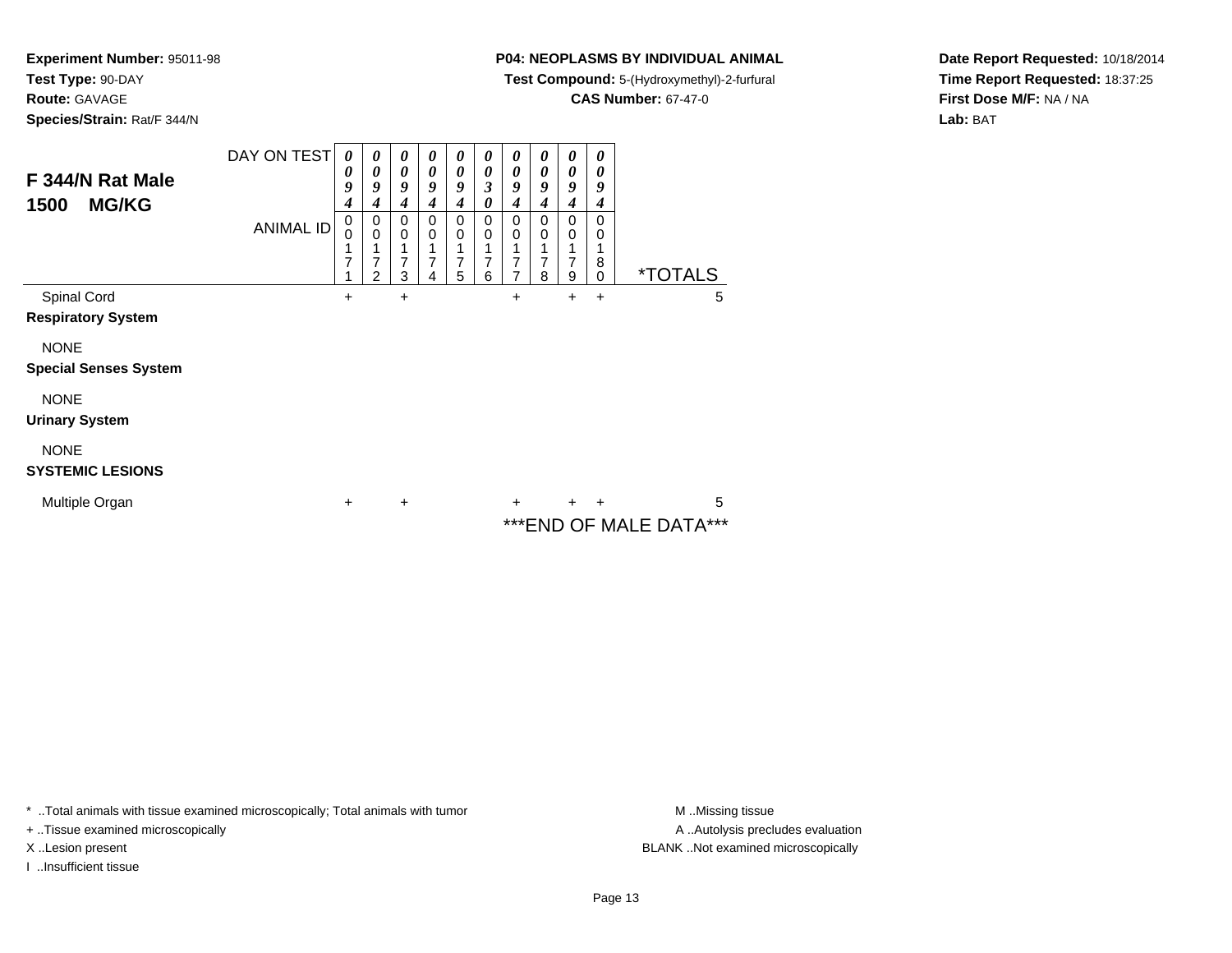**Experiment Number:** 95011-98
**Test Type:** 90-DAY
**Route:** GAVAGE
**Species/Strain:** Rat/F 344/N

**P04: NEOPLASMS BY INDIVIDUAL ANIMAL**
**Test Compound:** 5-(Hydroxymethyl)-2-furfural
**CAS Number:** 67-47-0

**Date Report Requested:** 10/18/2014
**Time Report Requested:** 18:37:25
**First Dose M/F:** NA / NA
**Lab:** BAT

## F 344/N Rat Male 1500 MG/KG

| DAY ON TEST | 0094 | 0094 | 0094 | 0094 | 0094 | 0030 | 0094 | 0094 | 0094 | 0094 | |
|---|---|---|---|---|---|---|---|---|---|---|---|
| ANIMAL ID | 00171 | 00172 | 00173 | 00174 | 00175 | 00176 | 00177 | 00178 | 00179 | 00180 | *TOTALS |
| Spinal Cord | + | | + | | | | + | | + | + | 5 |
| **Respiratory System** | | | | | | | | | | | |
| NONE | | | | | | | | | | | |
| **Special Senses System** | | | | | | | | | | | |
| NONE | | | | | | | | | | | |
| **Urinary System** | | | | | | | | | | | |
| NONE | | | | | | | | | | | |
| **SYSTEMIC LESIONS** | | | | | | | | | | | |
| Multiple Organ | + | | + | | | | + | | + | + | 5 |

***END OF MALE DATA***

* ..Total animals with tissue examined microscopically; Total animals with tumor
+ ..Tissue examined microscopically
X ..Lesion present
I ..Insufficient tissue

M ..Missing tissue
A ..Autolysis precludes evaluation
BLANK ..Not examined microscopically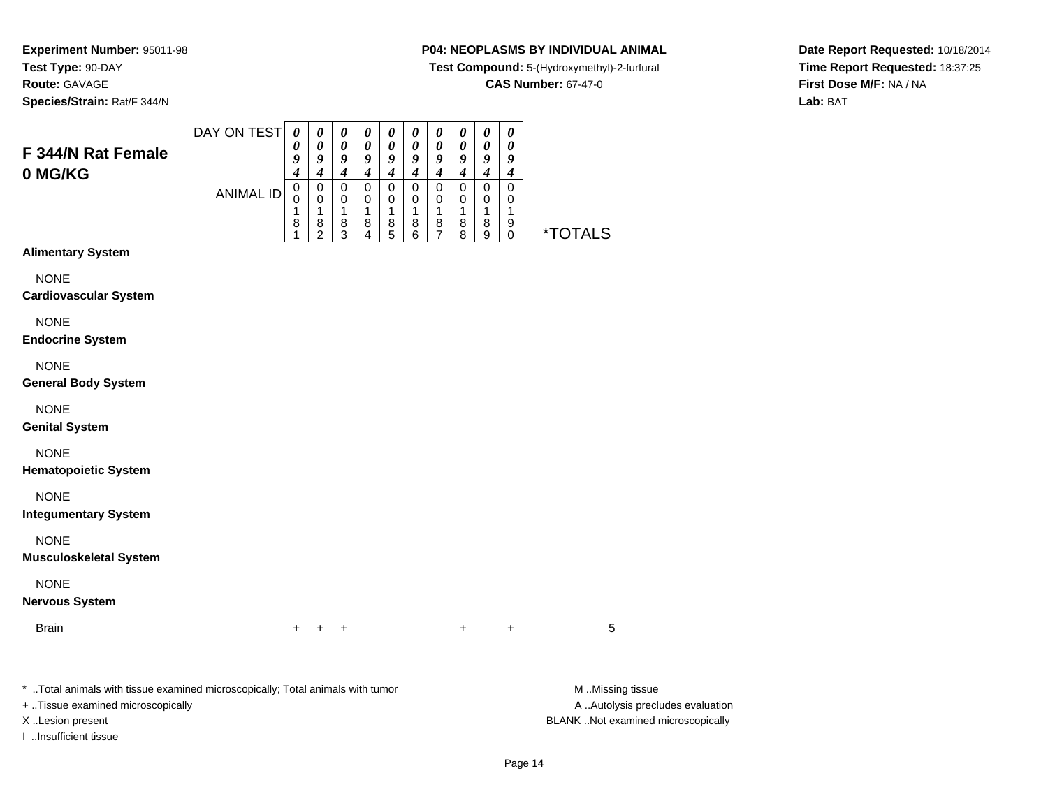**Experiment Number:** 95011-98
**Test Type:** 90-DAY
**Route:** GAVAGE
**Species/Strain:** Rat/F 344/N

**P04: NEOPLASMS BY INDIVIDUAL ANIMAL**
**Test Compound:** 5-(Hydroxymethyl)-2-furfural
**CAS Number:** 67-47-0

**Date Report Requested:** 10/18/2014
**Time Report Requested:** 18:37:25
**First Dose M/F:** NA / NA
**Lab:** BAT

## F 344/N Rat Female
## 0 MG/KG

| DAY ON TEST | 0094 | 0094 | 0094 | 0094 | 0094 | 0094 | 0094 | 0094 | 0094 | 0094 | |
|---|---|---|---|---|---|---|---|---|---|---|---|
| ANIMAL ID | 00181 | 00182 | 00183 | 00184 | 00185 | 00186 | 00187 | 00188 | 00189 | 00190 | *TOTALS |
| **Alimentary System** | | | | | | | | | | | |
| NONE | | | | | | | | | | | |
| **Cardiovascular System** | | | | | | | | | | | |
| NONE | | | | | | | | | | | |
| **Endocrine System** | | | | | | | | | | | |
| NONE | | | | | | | | | | | |
| **General Body System** | | | | | | | | | | | |
| NONE | | | | | | | | | | | |
| **Genital System** | | | | | | | | | | | |
| NONE | | | | | | | | | | | |
| **Hematopoietic System** | | | | | | | | | | | |
| NONE | | | | | | | | | | | |
| **Integumentary System** | | | | | | | | | | | |
| NONE | | | | | | | | | | | |
| **Musculoskeletal System** | | | | | | | | | | | |
| NONE | | | | | | | | | | | |
| **Nervous System** | | | | | | | | | | | |
| Brain | + | + | + | | | | | + | | + | 5 |

* ..Total animals with tissue examined microscopically; Total animals with tumor
+ ..Tissue examined microscopically
X ..Lesion present
I ..Insufficient tissue

M ..Missing tissue
A ..Autolysis precludes evaluation
BLANK ..Not examined microscopically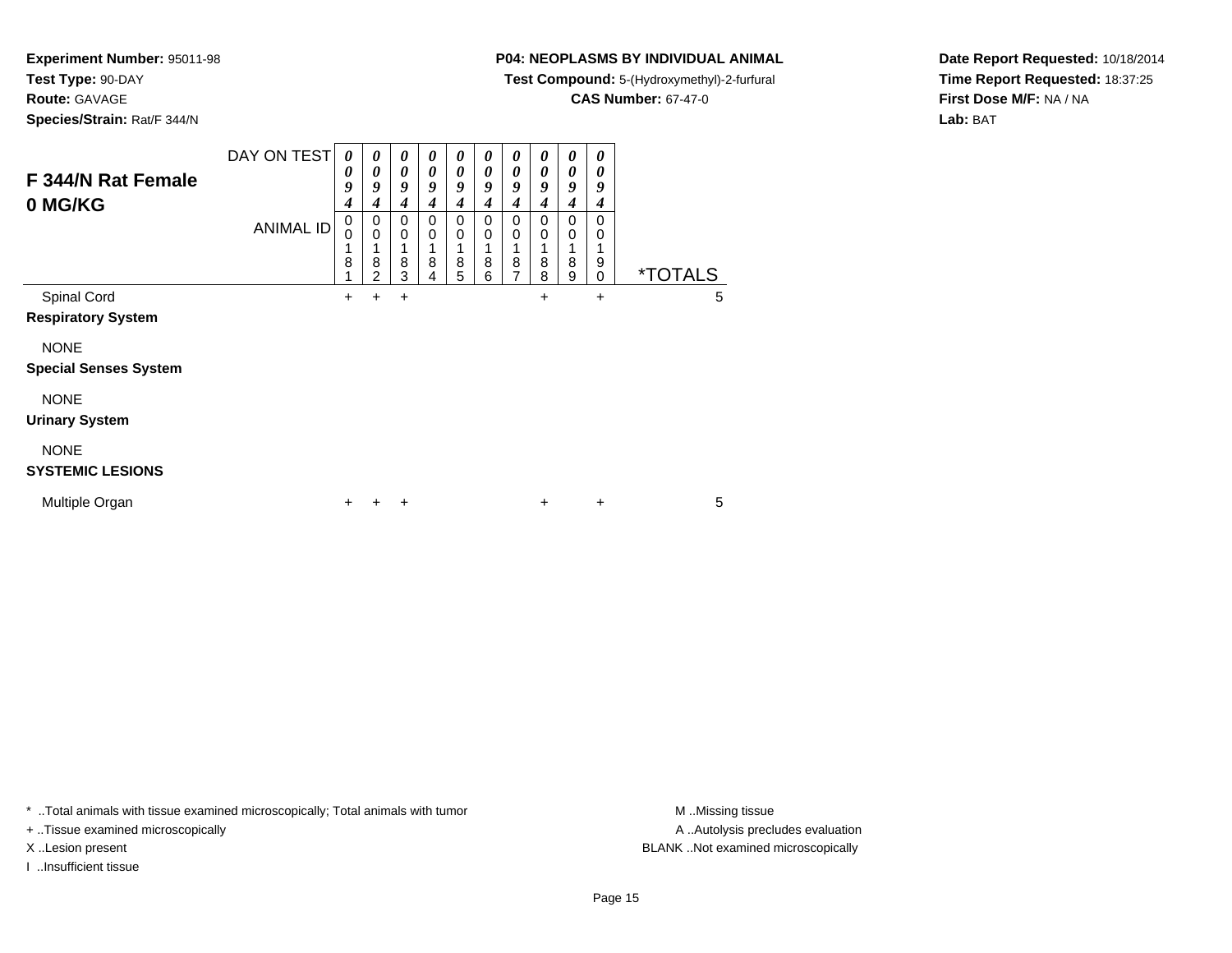**Experiment Number:** 95011-98
**Test Type:** 90-DAY
**Route:** GAVAGE
**Species/Strain:** Rat/F 344/N

**P04: NEOPLASMS BY INDIVIDUAL ANIMAL**
**Test Compound:** 5-(Hydroxymethyl)-2-furfural
**CAS Number:** 67-47-0

**Date Report Requested:** 10/18/2014
**Time Report Requested:** 18:37:25
**First Dose M/F:** NA / NA
**Lab:** BAT

## F 344/N Rat Female 0 MG/KG

| DAY ON TEST | 0094 | 0094 | 0094 | 0094 | 0094 | 0094 | 0094 | 0094 | 0094 | 0094 | |
|---|---|---|---|---|---|---|---|---|---|---|---|
| ANIMAL ID | 00181 | 00182 | 00183 | 00184 | 00185 | 00186 | 00187 | 00188 | 00189 | 00190 | *TOTALS |
| Spinal Cord | + | + | + | | | | | + | | + | 5 |
| **Respiratory System** | | | | | | | | | | | |
| NONE | | | | | | | | | | | |
| **Special Senses System** | | | | | | | | | | | |
| NONE | | | | | | | | | | | |
| **Urinary System** | | | | | | | | | | | |
| NONE | | | | | | | | | | | |
| **SYSTEMIC LESIONS** | | | | | | | | | | | |
| Multiple Organ | + | + | + | | | | | + | | + | 5 |

* ..Total animals with tissue examined microscopically; Total animals with tumor
+ ..Tissue examined microscopically
X ..Lesion present
I ..Insufficient tissue

M ..Missing tissue
A ..Autolysis precludes evaluation
BLANK ..Not examined microscopically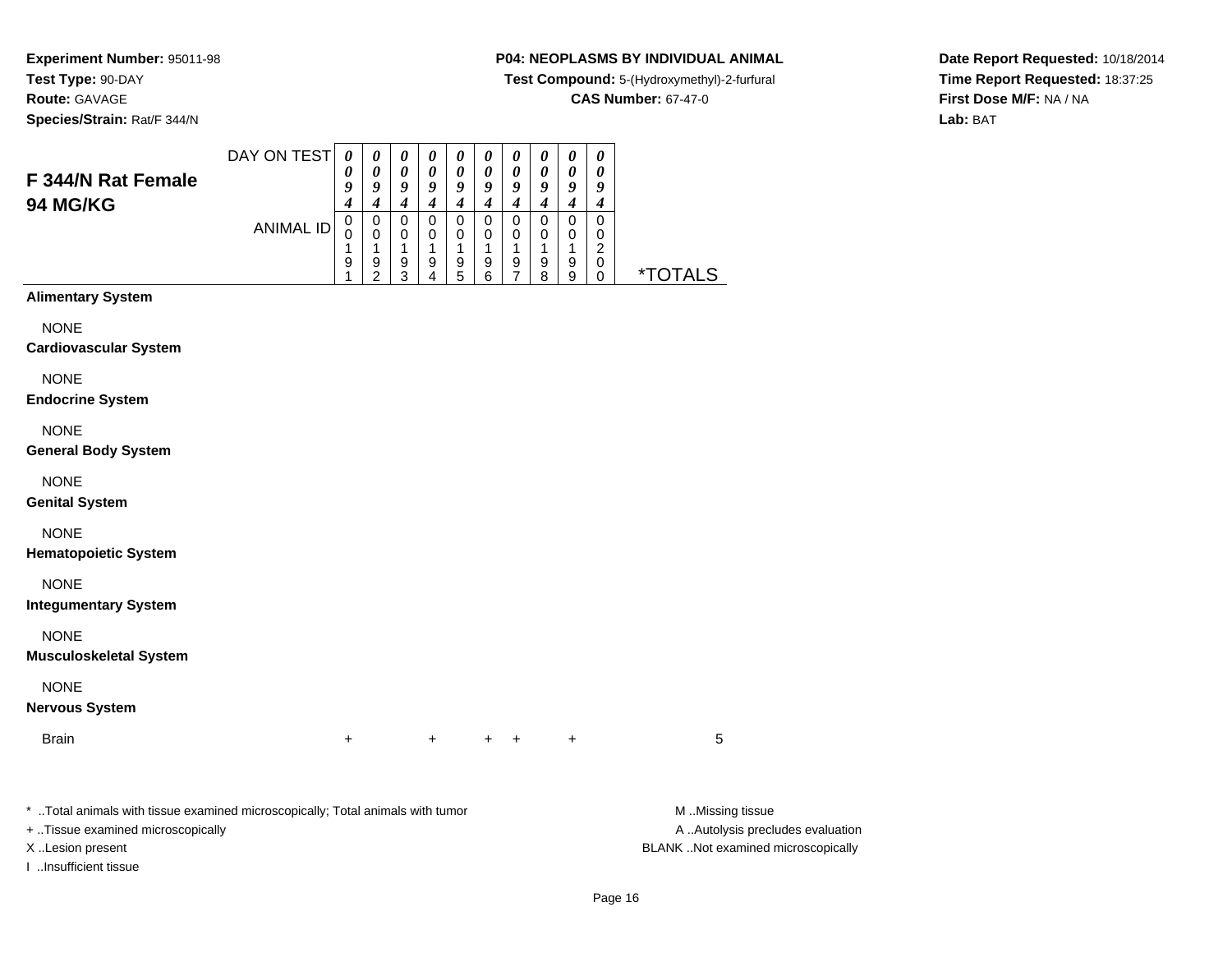**Experiment Number:** 95011-98
**Test Type:** 90-DAY
**Route:** GAVAGE
**Species/Strain:** Rat/F 344/N

**P04: NEOPLASMS BY INDIVIDUAL ANIMAL**
**Test Compound:** 5-(Hydroxymethyl)-2-furfural
**CAS Number:** 67-47-0

**Date Report Requested:** 10/18/2014
**Time Report Requested:** 18:37:25
**First Dose M/F:** NA / NA
**Lab:** BAT

## F 344/N Rat Female 94 MG/KG

| DAY ON TEST | 0094 | 0094 | 0094 | 0094 | 0094 | 0094 | 0094 | 0094 | 0094 | 0094 | |
|---|---|---|---|---|---|---|---|---|---|---|---|
| ANIMAL ID | 00191 | 00192 | 00193 | 00194 | 00195 | 00196 | 00197 | 00198 | 00199 | 00200 | *TOTALS |
| **Alimentary System** | | | | | | | | | | | |
| NONE | | | | | | | | | | | |
| **Cardiovascular System** | | | | | | | | | | | |
| NONE | | | | | | | | | | | |
| **Endocrine System** | | | | | | | | | | | |
| NONE | | | | | | | | | | | |
| **General Body System** | | | | | | | | | | | |
| NONE | | | | | | | | | | | |
| **Genital System** | | | | | | | | | | | |
| NONE | | | | | | | | | | | |
| **Hematopoietic System** | | | | | | | | | | | |
| NONE | | | | | | | | | | | |
| **Integumentary System** | | | | | | | | | | | |
| NONE | | | | | | | | | | | |
| **Musculoskeletal System** | | | | | | | | | | | |
| NONE | | | | | | | | | | | |
| **Nervous System** | | | | | | | | | | | |
| Brain | + | | | + | | + | + | | + | | 5 |

* ..Total animals with tissue examined microscopically; Total animals with tumor
+ ..Tissue examined microscopically
X ..Lesion present
I ..Insufficient tissue

M ..Missing tissue
A ..Autolysis precludes evaluation
BLANK ..Not examined microscopically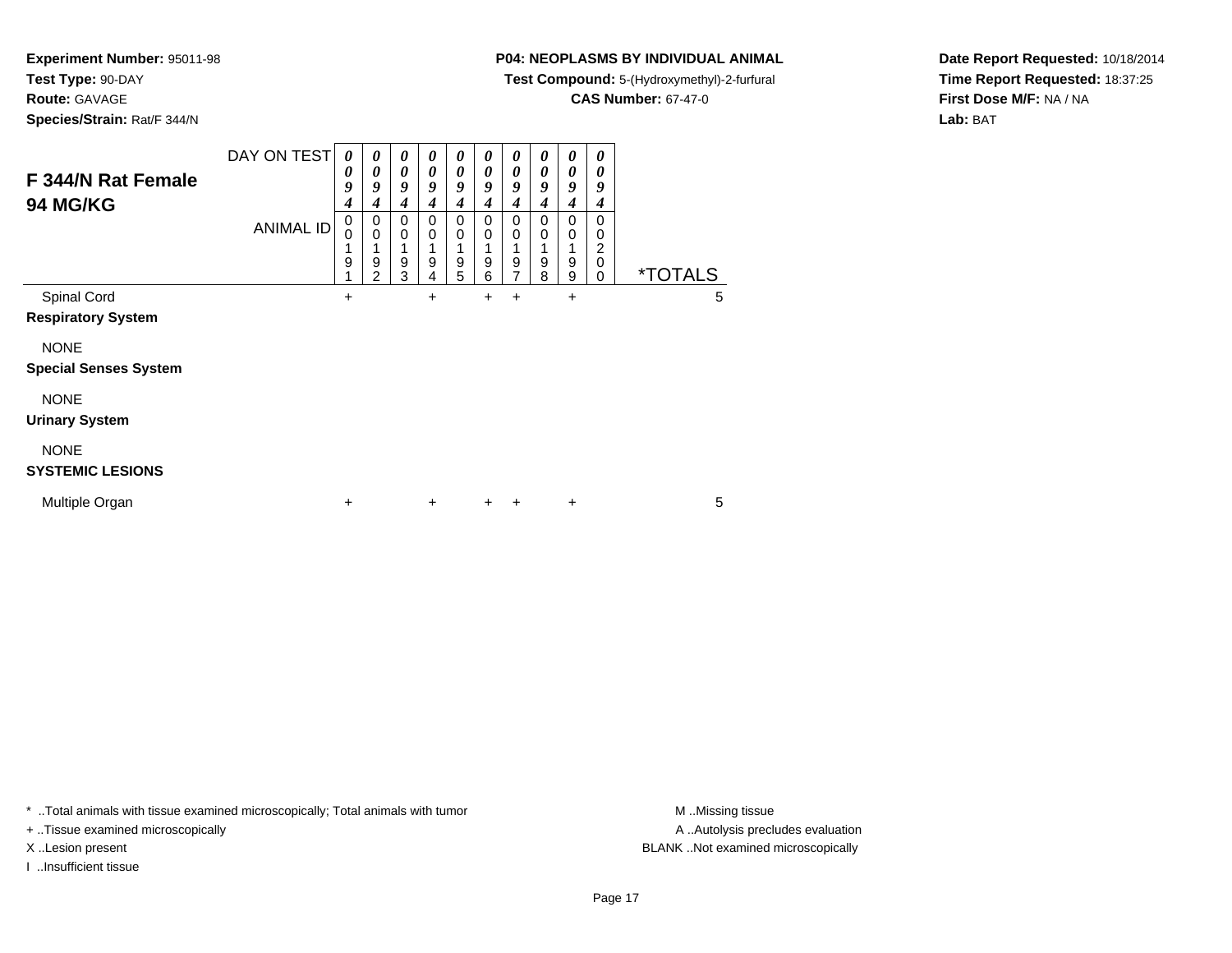**Experiment Number:** 95011-98
**Test Type:** 90-DAY
**Route:** GAVAGE
**Species/Strain:** Rat/F 344/N

**P04: NEOPLASMS BY INDIVIDUAL ANIMAL**
**Test Compound:** 5-(Hydroxymethyl)-2-furfural
**CAS Number:** 67-47-0

**Date Report Requested:** 10/18/2014
**Time Report Requested:** 18:37:25
**First Dose M/F:** NA / NA
**Lab:** BAT

## F 344/N Rat Female
## 94 MG/KG

| DAY ON TEST | 0094 | 0094 | 0094 | 0094 | 0094 | 0094 | 0094 | 0094 | 0094 | 0094 | |
|---|---|---|---|---|---|---|---|---|---|---|---|
| ANIMAL ID | 00191 | 00192 | 00193 | 00194 | 00195 | 00196 | 00197 | 00198 | 00199 | 00200 | *TOTALS |
| Spinal Cord | + | | | + | | + | + | | + | | 5 |
| **Respiratory System** | | | | | | | | | | | |
| NONE | | | | | | | | | | | |
| **Special Senses System** | | | | | | | | | | | |
| NONE | | | | | | | | | | | |
| **Urinary System** | | | | | | | | | | | |
| NONE | | | | | | | | | | | |
| **SYSTEMIC LESIONS** | | | | | | | | | | | |
| Multiple Organ | + | | | + | | + | + | | + | | 5 |

* ..Total animals with tissue examined microscopically; Total animals with tumor
+ ..Tissue examined microscopically
X ..Lesion present
I ..Insufficient tissue

M ..Missing tissue
A ..Autolysis precludes evaluation
BLANK ..Not examined microscopically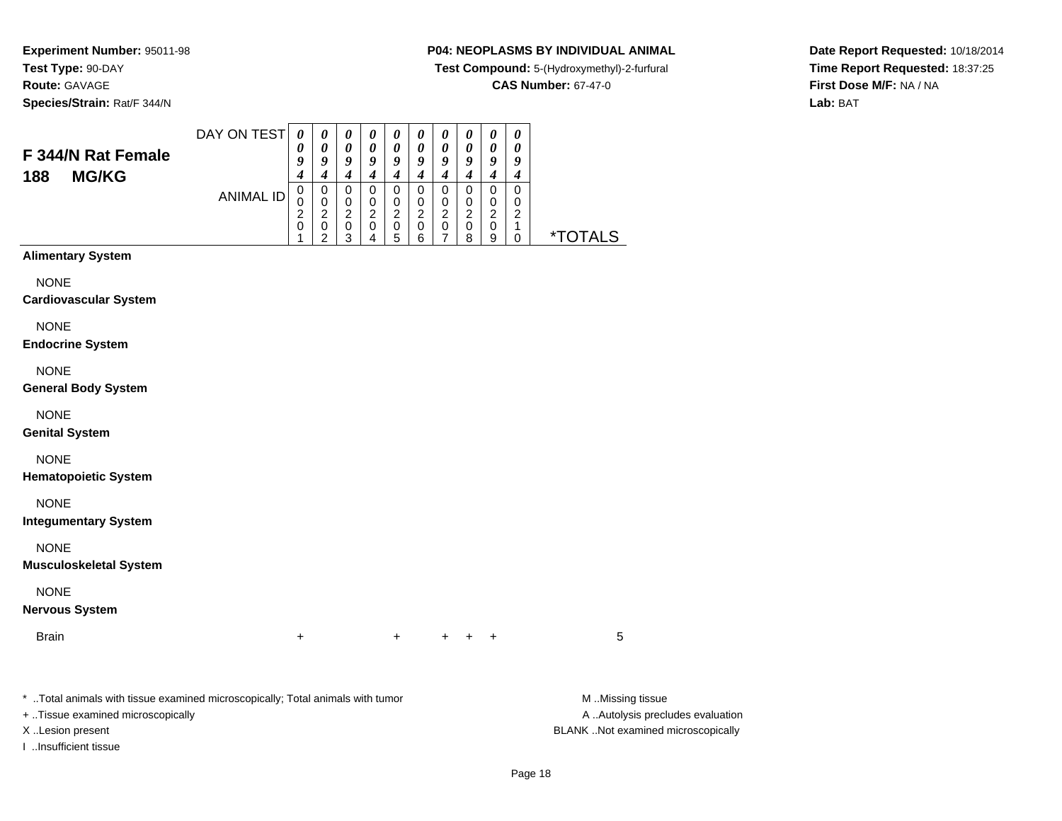**Experiment Number:** 95011-98
**Test Type:** 90-DAY
**Route:** GAVAGE
**Species/Strain:** Rat/F 344/N

**P04: NEOPLASMS BY INDIVIDUAL ANIMAL**
**Test Compound:** 5-(Hydroxymethyl)-2-furfural
**CAS Number:** 67-47-0

**Date Report Requested:** 10/18/2014
**Time Report Requested:** 18:37:25
**First Dose M/F:** NA / NA
**Lab:** BAT

## F 344/N Rat Female 188 MG/KG

| DAY ON TEST | 0094 | 0094 | 0094 | 0094 | 0094 | 0094 | 0094 | 0094 | 0094 | 0094 | |
|---|---|---|---|---|---|---|---|---|---|---|---|
| ANIMAL ID | 00201 | 00202 | 00203 | 00204 | 00205 | 00206 | 00207 | 00208 | 00209 | 00210 | *TOTALS |
| **Alimentary System** | | | | | | | | | | | |
| NONE | | | | | | | | | | | |
| **Cardiovascular System** | | | | | | | | | | | |
| NONE | | | | | | | | | | | |
| **Endocrine System** | | | | | | | | | | | |
| NONE | | | | | | | | | | | |
| **General Body System** | | | | | | | | | | | |
| NONE | | | | | | | | | | | |
| **Genital System** | | | | | | | | | | | |
| NONE | | | | | | | | | | | |
| **Hematopoietic System** | | | | | | | | | | | |
| NONE | | | | | | | | | | | |
| **Integumentary System** | | | | | | | | | | | |
| NONE | | | | | | | | | | | |
| **Musculoskeletal System** | | | | | | | | | | | |
| NONE | | | | | | | | | | | |
| **Nervous System** | | | | | | | | | | | |
| Brain | + | | | | + | | + | + | + | | 5 |

* ..Total animals with tissue examined microscopically; Total animals with tumor
+ ..Tissue examined microscopically
X ..Lesion present
I ..Insufficient tissue

M ..Missing tissue
A ..Autolysis precludes evaluation
BLANK ..Not examined microscopically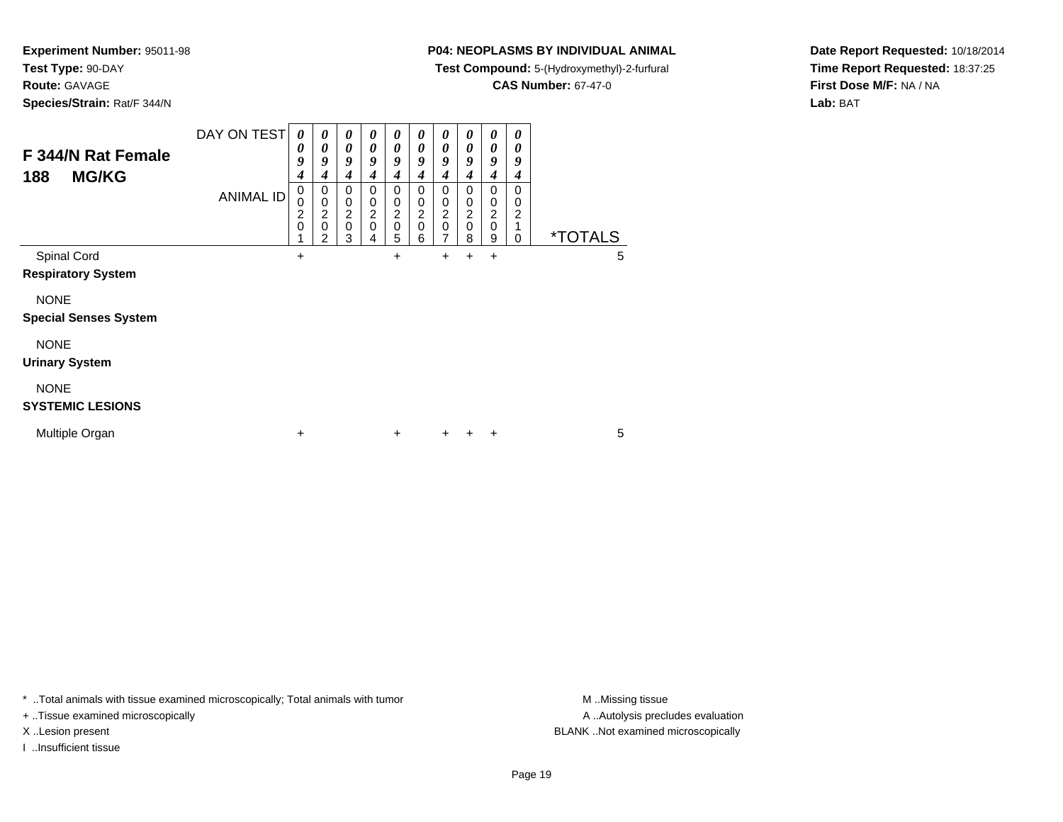**Experiment Number:** 95011-98
**Test Type:** 90-DAY
**Route:** GAVAGE
**Species/Strain:** Rat/F 344/N

**P04: NEOPLASMS BY INDIVIDUAL ANIMAL**
**Test Compound:** 5-(Hydroxymethyl)-2-furfural
**CAS Number:** 67-47-0

**Date Report Requested:** 10/18/2014
**Time Report Requested:** 18:37:25
**First Dose M/F:** NA / NA
**Lab:** BAT

## F 344/N Rat Female 188 MG/KG

| DAY ON TEST | 0094 | 0094 | 0094 | 0094 | 0094 | 0094 | 0094 | 0094 | 0094 | 0094 | |
|---|---|---|---|---|---|---|---|---|---|---|---|
| ANIMAL ID | 00201 | 00202 | 00203 | 00204 | 00205 | 00206 | 00207 | 00208 | 00209 | 00210 | *TOTALS |
| Spinal Cord | + | | | | + | | + | + | + | | 5 |
| **Respiratory System** | | | | | | | | | | | |
| NONE | | | | | | | | | | | |
| **Special Senses System** | | | | | | | | | | | |
| NONE | | | | | | | | | | | |
| **Urinary System** | | | | | | | | | | | |
| NONE | | | | | | | | | | | |
| **SYSTEMIC LESIONS** | | | | | | | | | | | |
| Multiple Organ | + | | | | + | | + | + | + | | 5 |

* ..Total animals with tissue examined microscopically; Total animals with tumor
+ ..Tissue examined microscopically
X ..Lesion present
I ..Insufficient tissue

M ..Missing tissue
A ..Autolysis precludes evaluation
BLANK ..Not examined microscopically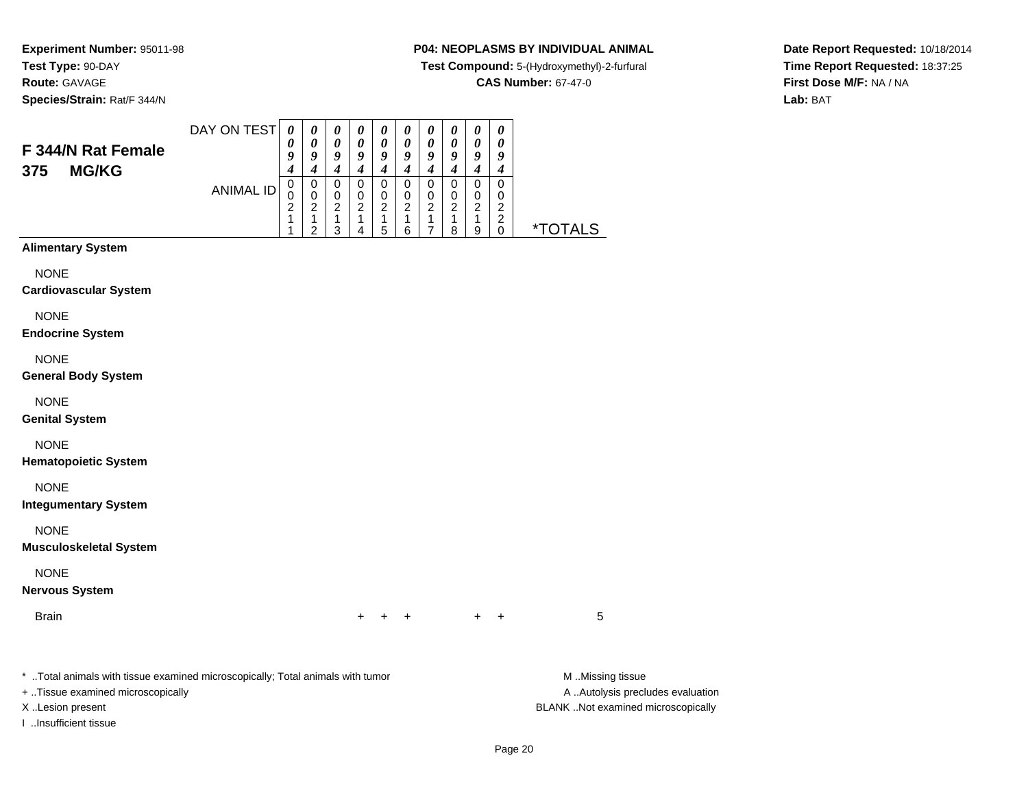**Experiment Number:** 95011-98
**Test Type:** 90-DAY
**Route:** GAVAGE
**Species/Strain:** Rat/F 344/N

**P04: NEOPLASMS BY INDIVIDUAL ANIMAL**
**Test Compound:** 5-(Hydroxymethyl)-2-furfural
**CAS Number:** 67-47-0

**Date Report Requested:** 10/18/2014
**Time Report Requested:** 18:37:25
**First Dose M/F:** NA / NA
**Lab:** BAT

## F 344/N Rat Female
## 375 MG/KG

| | | | | | | | | | | | |
|---|---|---|---|---|---|---|---|---|---|---|---|
| DAY ON TEST | 0094 | 0094 | 0094 | 0094 | 0094 | 0094 | 0094 | 0094 | 0094 | 0094 | |
| ANIMAL ID | 00211 | 00212 | 00213 | 00214 | 00215 | 00216 | 00217 | 00218 | 00219 | 00220 | *TOTALS |
| **Alimentary System** | | | | | | | | | | | |
| NONE | | | | | | | | | | | |
| **Cardiovascular System** | | | | | | | | | | | |
| NONE | | | | | | | | | | | |
| **Endocrine System** | | | | | | | | | | | |
| NONE | | | | | | | | | | | |
| **General Body System** | | | | | | | | | | | |
| NONE | | | | | | | | | | | |
| **Genital System** | | | | | | | | | | | |
| NONE | | | | | | | | | | | |
| **Hematopoietic System** | | | | | | | | | | | |
| NONE | | | | | | | | | | | |
| **Integumentary System** | | | | | | | | | | | |
| NONE | | | | | | | | | | | |
| **Musculoskeletal System** | | | | | | | | | | | |
| NONE | | | | | | | | | | | |
| **Nervous System** | | | | | | | | | | | |
| Brain | | | | + | + | + | | | + | + | 5 |

* ..Total animals with tissue examined microscopically; Total animals with tumor
+ ..Tissue examined microscopically
X ..Lesion present
I ..Insufficient tissue

M ..Missing tissue
A ..Autolysis precludes evaluation
BLANK ..Not examined microscopically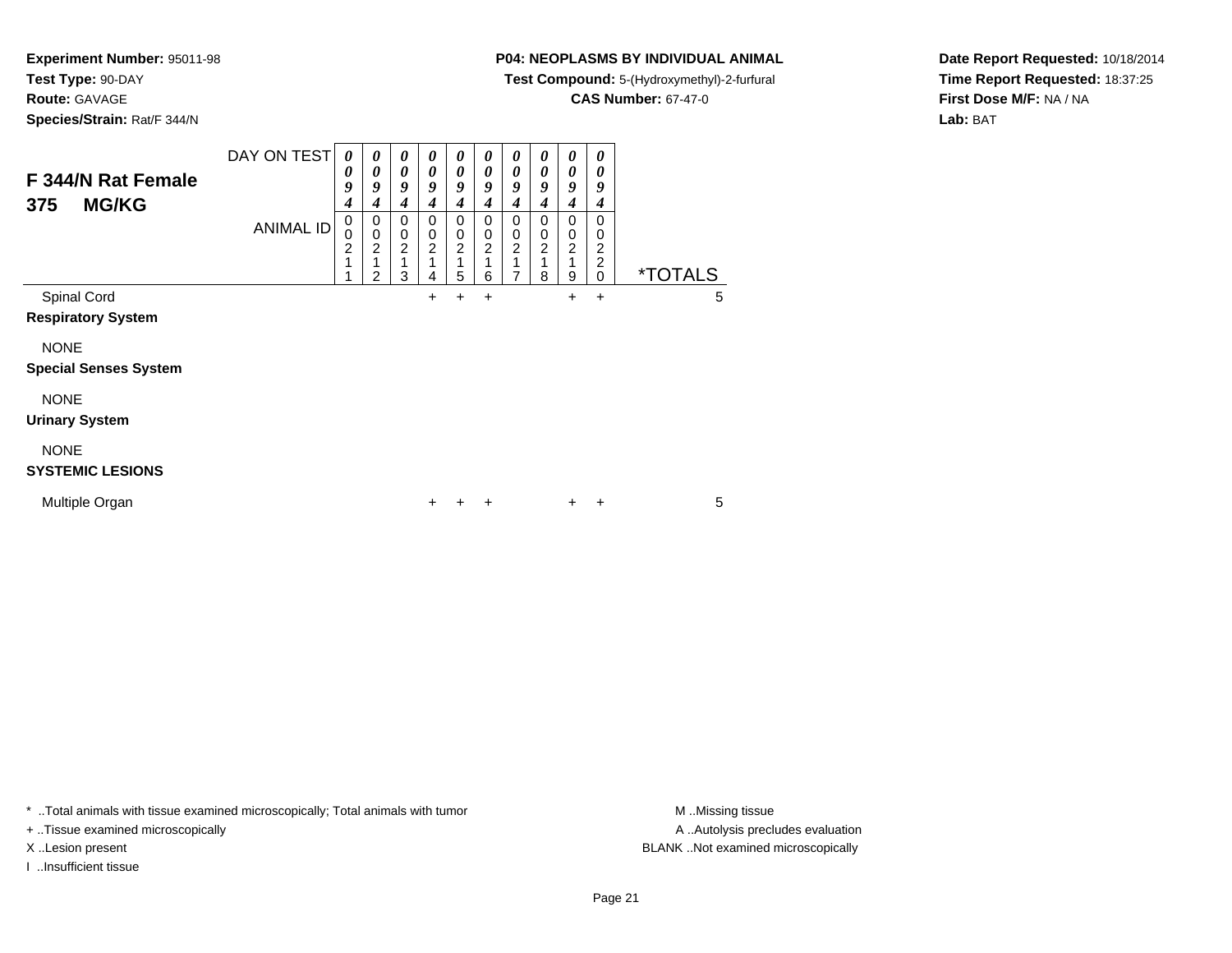**Experiment Number:** 95011-98
**Test Type:** 90-DAY
**Route:** GAVAGE
**Species/Strain:** Rat/F 344/N

**P04: NEOPLASMS BY INDIVIDUAL ANIMAL**
**Test Compound:** 5-(Hydroxymethyl)-2-furfural
**CAS Number:** 67-47-0

**Date Report Requested:** 10/18/2014
**Time Report Requested:** 18:37:25
**First Dose M/F:** NA / NA
**Lab:** BAT

## F 344/N Rat Female 375 MG/KG

| DAY ON TEST | 0094 | 0094 | 0094 | 0094 | 0094 | 0094 | 0094 | 0094 | 0094 | 0094 | |
|---|---|---|---|---|---|---|---|---|---|---|---|
| ANIMAL ID | 00211 | 00212 | 00213 | 00214 | 00215 | 00216 | 00217 | 00218 | 00219 | 00220 | *TOTALS |
| Spinal Cord | | | | + | + | + | | | + | + | 5 |
| **Respiratory System** | | | | | | | | | | | |
| NONE | | | | | | | | | | | |
| **Special Senses System** | | | | | | | | | | | |
| NONE | | | | | | | | | | | |
| **Urinary System** | | | | | | | | | | | |
| NONE | | | | | | | | | | | |
| **SYSTEMIC LESIONS** | | | | | | | | | | | |
| Multiple Organ | | | | + | + | + | | | + | + | 5 |

* ..Total animals with tissue examined microscopically; Total animals with tumor
+ ..Tissue examined microscopically
X ..Lesion present
I ..Insufficient tissue

M ..Missing tissue
A ..Autolysis precludes evaluation
BLANK ..Not examined microscopically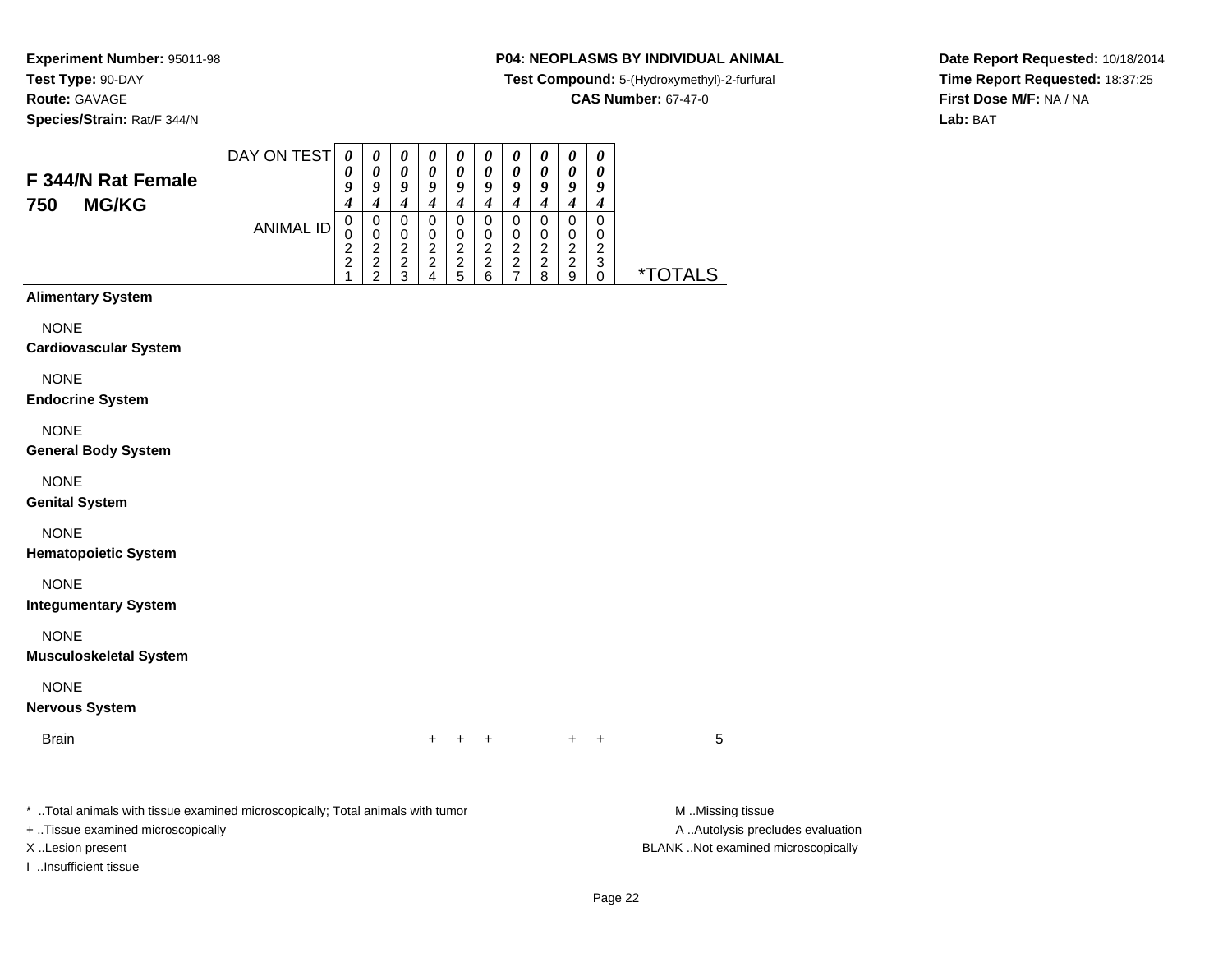**Experiment Number:** 95011-98
**Test Type:** 90-DAY
**Route:** GAVAGE
**Species/Strain:** Rat/F 344/N

**P04: NEOPLASMS BY INDIVIDUAL ANIMAL**
**Test Compound:** 5-(Hydroxymethyl)-2-furfural
**CAS Number:** 67-47-0

**Date Report Requested:** 10/18/2014
**Time Report Requested:** 18:37:25
**First Dose M/F:** NA / NA
**Lab:** BAT

## F 344/N Rat Female 750 MG/KG

| DAY ON TEST | 0094 | 0094 | 0094 | 0094 | 0094 | 0094 | 0094 | 0094 | 0094 | 0094 | |
|---|---|---|---|---|---|---|---|---|---|---|---|
| ANIMAL ID | 00221 | 00222 | 00223 | 00224 | 00225 | 00226 | 00227 | 00228 | 00229 | 00230 | *TOTALS |
| **Alimentary System** | | | | | | | | | | | |
| NONE | | | | | | | | | | | |
| **Cardiovascular System** | | | | | | | | | | | |
| NONE | | | | | | | | | | | |
| **Endocrine System** | | | | | | | | | | | |
| NONE | | | | | | | | | | | |
| **General Body System** | | | | | | | | | | | |
| NONE | | | | | | | | | | | |
| **Genital System** | | | | | | | | | | | |
| NONE | | | | | | | | | | | |
| **Hematopoietic System** | | | | | | | | | | | |
| NONE | | | | | | | | | | | |
| **Integumentary System** | | | | | | | | | | | |
| NONE | | | | | | | | | | | |
| **Musculoskeletal System** | | | | | | | | | | | |
| NONE | | | | | | | | | | | |
| **Nervous System** | | | | | | | | | | | |
| Brain | | | | + | + | + | | | + | + | 5 |

* ..Total animals with tissue examined microscopically; Total animals with tumor
+ ..Tissue examined microscopically
X ..Lesion present
I ..Insufficient tissue

M ..Missing tissue
A ..Autolysis precludes evaluation
BLANK ..Not examined microscopically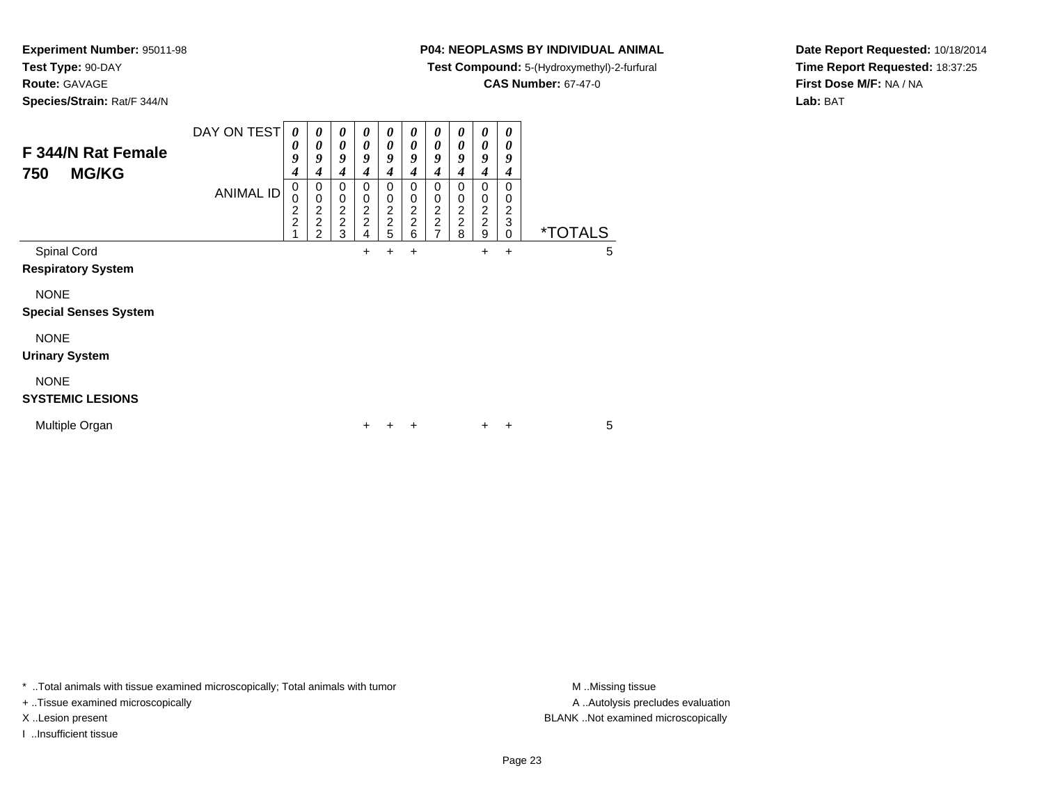**Experiment Number:** 95011-98
**Test Type:** 90-DAY
**Route:** GAVAGE
**Species/Strain:** Rat/F 344/N

**P04: NEOPLASMS BY INDIVIDUAL ANIMAL**
**Test Compound:** 5-(Hydroxymethyl)-2-furfural
**CAS Number:** 67-47-0

**Date Report Requested:** 10/18/2014
**Time Report Requested:** 18:37:25
**First Dose M/F:** NA / NA
**Lab:** BAT

## F 344/N Rat Female 750 MG/KG

| DAY ON TEST | 0094 | 0094 | 0094 | 0094 | 0094 | 0094 | 0094 | 0094 | 0094 | 0094 | |
|---|---|---|---|---|---|---|---|---|---|---|---|
| ANIMAL ID | 00221 | 00222 | 00223 | 00224 | 00225 | 00226 | 00227 | 00228 | 00229 | 00230 | *TOTALS |
| Spinal Cord | | | | + | + | + | | | + | + | 5 |
| **Respiratory System** | | | | | | | | | | | |
| NONE | | | | | | | | | | | |
| **Special Senses System** | | | | | | | | | | | |
| NONE | | | | | | | | | | | |
| **Urinary System** | | | | | | | | | | | |
| NONE | | | | | | | | | | | |
| **SYSTEMIC LESIONS** | | | | | | | | | | | |
| Multiple Organ | | | | + | + | + | | | + | + | 5 |

* ..Total animals with tissue examined microscopically; Total animals with tumor
+ ..Tissue examined microscopically
X ..Lesion present
I ..Insufficient tissue

M ..Missing tissue
A ..Autolysis precludes evaluation
BLANK ..Not examined microscopically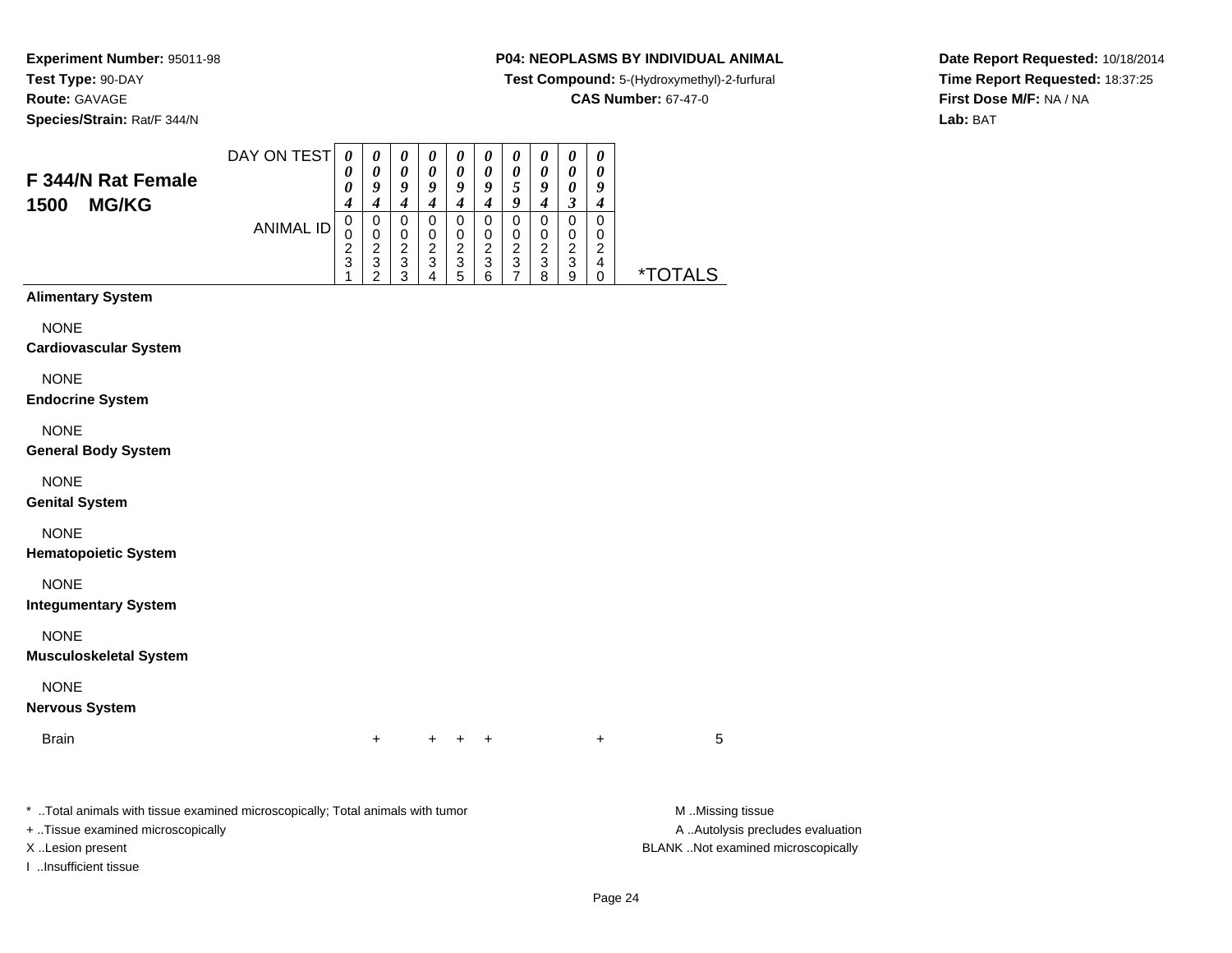**Experiment Number:** 95011-98
**Test Type:** 90-DAY
**Route:** GAVAGE
**Species/Strain:** Rat/F 344/N

**P04: NEOPLASMS BY INDIVIDUAL ANIMAL**
**Test Compound:** 5-(Hydroxymethyl)-2-furfural
**CAS Number:** 67-47-0

**Date Report Requested:** 10/18/2014
**Time Report Requested:** 18:37:25
**First Dose M/F:** NA / NA
**Lab:** BAT

## F 344/N Rat Female 1500 MG/KG

| DAY ON TEST | 0004 | 0094 | 0094 | 0094 | 0094 | 0094 | 0059 | 0094 | 0003 | 0094 | |
|---|---|---|---|---|---|---|---|---|---|---|---|
| ANIMAL ID | 00231 | 00232 | 00233 | 00234 | 00235 | 00236 | 00237 | 00238 | 00239 | 00240 | *TOTALS |
| **Alimentary System** | | | | | | | | | | | |
| NONE | | | | | | | | | | | |
| **Cardiovascular System** | | | | | | | | | | | |
| NONE | | | | | | | | | | | |
| **Endocrine System** | | | | | | | | | | | |
| NONE | | | | | | | | | | | |
| **General Body System** | | | | | | | | | | | |
| NONE | | | | | | | | | | | |
| **Genital System** | | | | | | | | | | | |
| NONE | | | | | | | | | | | |
| **Hematopoietic System** | | | | | | | | | | | |
| NONE | | | | | | | | | | | |
| **Integumentary System** | | | | | | | | | | | |
| NONE | | | | | | | | | | | |
| **Musculoskeletal System** | | | | | | | | | | | |
| NONE | | | | | | | | | | | |
| **Nervous System** | | | | | | | | | | | |
| Brain | | + | | + | + | + | | | | + | 5 |

* ..Total animals with tissue examined microscopically; Total animals with tumor
+ ..Tissue examined microscopically
X ..Lesion present
I ..Insufficient tissue

M ..Missing tissue
A ..Autolysis precludes evaluation
BLANK ..Not examined microscopically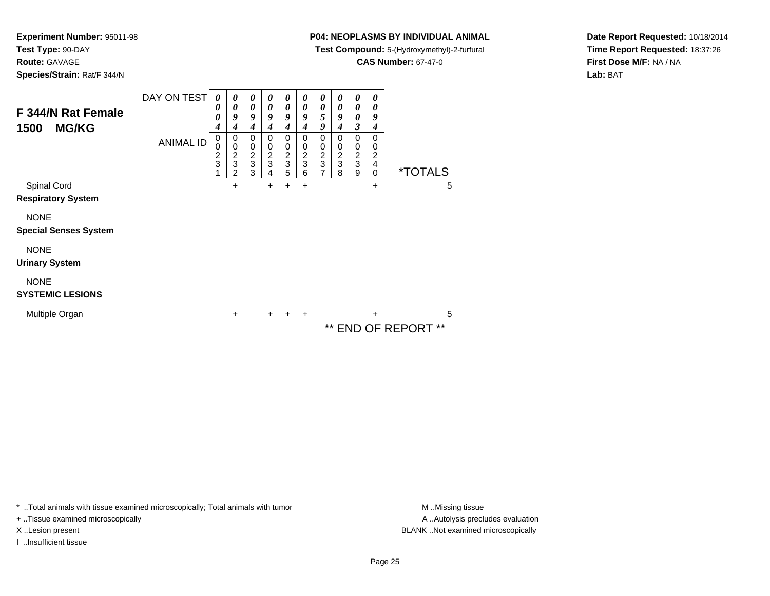**Experiment Number:** 95011-98
**Test Type:** 90-DAY
**Route:** GAVAGE
**Species/Strain:** Rat/F 344/N

**P04: NEOPLASMS BY INDIVIDUAL ANIMAL**
**Test Compound:** 5-(Hydroxymethyl)-2-furfural
**CAS Number:** 67-47-0

**Date Report Requested:** 10/18/2014
**Time Report Requested:** 18:37:26
**First Dose M/F:** NA / NA
**Lab:** BAT

## F 344/N Rat Female 1500 MG/KG

| DAY ON TEST | 0004 | 0094 | 0094 | 0094 | 0094 | 0094 | 0059 | 0094 | 0003 | 0094 | |
|---|---|---|---|---|---|---|---|---|---|---|---|
| ANIMAL ID | 00231 | 00232 | 00233 | 00234 | 00235 | 00236 | 00237 | 00238 | 00239 | 00240 | *TOTALS |
| Spinal Cord | | + | | + | + | + | | | | + | 5 |
| **Respiratory System** | | | | | | | | | | | |
| NONE | | | | | | | | | | | |
| **Special Senses System** | | | | | | | | | | | |
| NONE | | | | | | | | | | | |
| **Urinary System** | | | | | | | | | | | |
| NONE | | | | | | | | | | | |
| **SYSTEMIC LESIONS** | | | | | | | | | | | |
| Multiple Organ | | + | | + | + | + | | | | + | 5 |

** END OF REPORT **

* ..Total animals with tissue examined microscopically; Total animals with tumor
+ ..Tissue examined microscopically
X ..Lesion present
I ..Insufficient tissue

M ..Missing tissue
A ..Autolysis precludes evaluation
BLANK ..Not examined microscopically